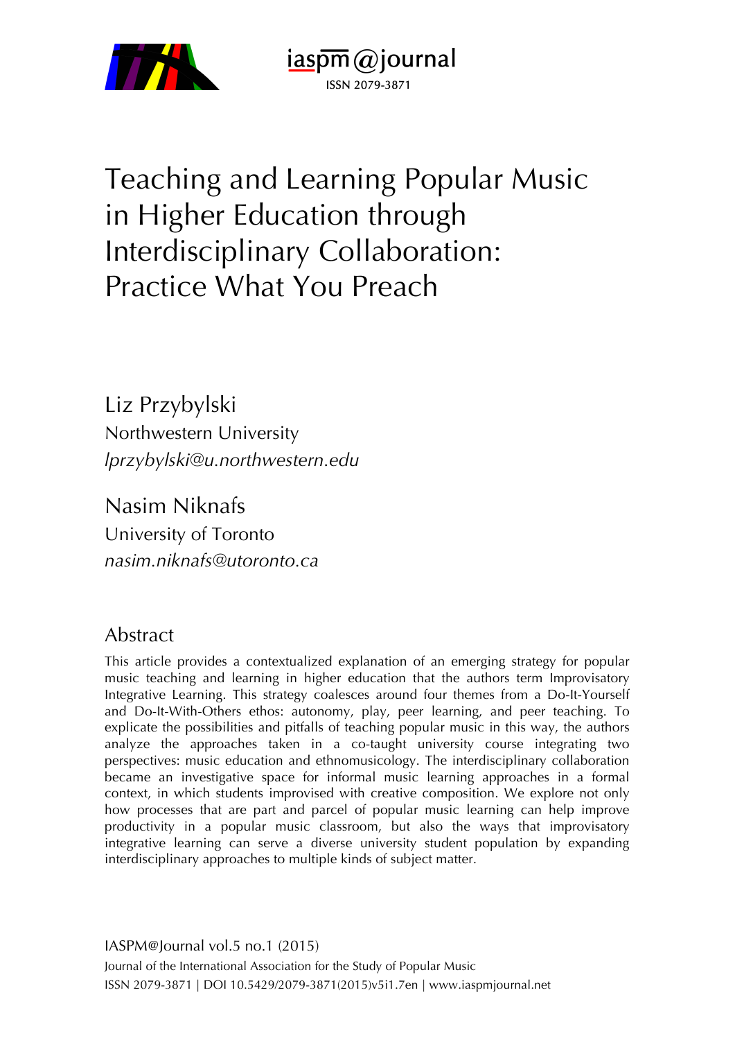iaspm@journal

ISSN 2079-3871

# Teaching and Learning Popular Music in Higher Education through Interdisciplinary Collaboration: Practice What You Preach

Liz Przybylski
Northwestern University
*lprzybylski@u.northwestern.edu*

Nasim Niknafs
University of Toronto
*nasim.niknafs@utoronto.ca*

## Abstract

This article provides a contextualized explanation of an emerging strategy for popular music teaching and learning in higher education that the authors term Improvisatory Integrative Learning. This strategy coalesces around four themes from a Do-It-Yourself and Do-It-With-Others ethos: autonomy, play, peer learning, and peer teaching. To explicate the possibilities and pitfalls of teaching popular music in this way, the authors analyze the approaches taken in a co-taught university course integrating two perspectives: music education and ethnomusicology. The interdisciplinary collaboration became an investigative space for informal music learning approaches in a formal context, in which students improvised with creative composition. We explore not only how processes that are part and parcel of popular music learning can help improve productivity in a popular music classroom, but also the ways that improvisatory integrative learning can serve a diverse university student population by expanding interdisciplinary approaches to multiple kinds of subject matter.

IASPM@Journal vol.5 no.1 (2015)
Journal of the International Association for the Study of Popular Music
ISSN 2079-3871 | DOI 10.5429/2079-3871(2015)v5i1.7en | www.iaspmjournal.net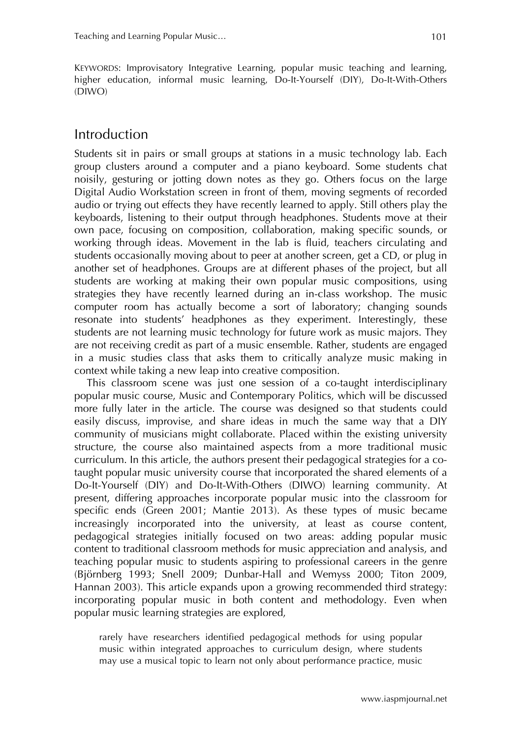KEYWORDS: Improvisatory Integrative Learning, popular music teaching and learning, higher education, informal music learning, Do-It-Yourself (DIY), Do-It-With-Others (DIWO)

## Introduction

Students sit in pairs or small groups at stations in a music technology lab. Each group clusters around a computer and a piano keyboard. Some students chat noisily, gesturing or jotting down notes as they go. Others focus on the large Digital Audio Workstation screen in front of them, moving segments of recorded audio or trying out effects they have recently learned to apply. Still others play the keyboards, listening to their output through headphones. Students move at their own pace, focusing on composition, collaboration, making specific sounds, or working through ideas. Movement in the lab is fluid, teachers circulating and students occasionally moving about to peer at another screen, get a CD, or plug in another set of headphones. Groups are at different phases of the project, but all students are working at making their own popular music compositions, using strategies they have recently learned during an in-class workshop. The music computer room has actually become a sort of laboratory; changing sounds resonate into students' headphones as they experiment. Interestingly, these students are not learning music technology for future work as music majors. They are not receiving credit as part of a music ensemble. Rather, students are engaged in a music studies class that asks them to critically analyze music making in context while taking a new leap into creative composition.

This classroom scene was just one session of a co-taught interdisciplinary popular music course, Music and Contemporary Politics, which will be discussed more fully later in the article. The course was designed so that students could easily discuss, improvise, and share ideas in much the same way that a DIY community of musicians might collaborate. Placed within the existing university structure, the course also maintained aspects from a more traditional music curriculum. In this article, the authors present their pedagogical strategies for a co-taught popular music university course that incorporated the shared elements of a Do-It-Yourself (DIY) and Do-It-With-Others (DIWO) learning community. At present, differing approaches incorporate popular music into the classroom for specific ends (Green 2001; Mantie 2013). As these types of music became increasingly incorporated into the university, at least as course content, pedagogical strategies initially focused on two areas: adding popular music content to traditional classroom methods for music appreciation and analysis, and teaching popular music to students aspiring to professional careers in the genre (Björnberg 1993; Snell 2009; Dunbar-Hall and Wemyss 2000; Titon 2009, Hannan 2003). This article expands upon a growing recommended third strategy: incorporating popular music in both content and methodology. Even when popular music learning strategies are explored,

> rarely have researchers identified pedagogical methods for using popular music within integrated approaches to curriculum design, where students may use a musical topic to learn not only about performance practice, music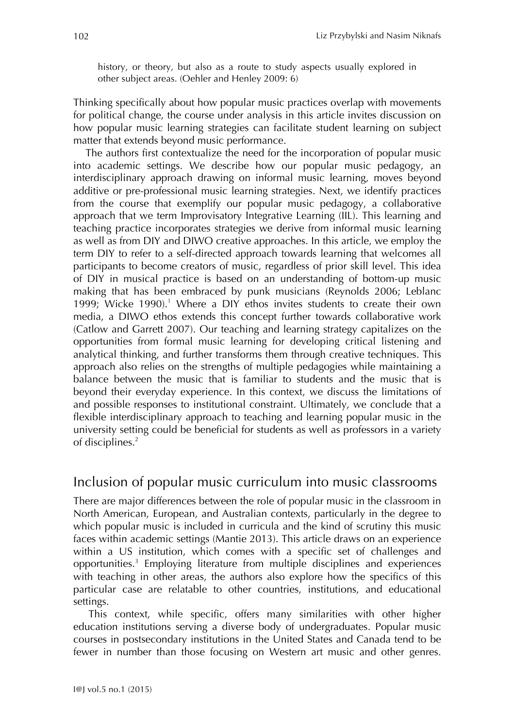history, or theory, but also as a route to study aspects usually explored in other subject areas. (Oehler and Henley 2009: 6)

Thinking specifically about how popular music practices overlap with movements for political change, the course under analysis in this article invites discussion on how popular music learning strategies can facilitate student learning on subject matter that extends beyond music performance.

The authors first contextualize the need for the incorporation of popular music into academic settings. We describe how our popular music pedagogy, an interdisciplinary approach drawing on informal music learning, moves beyond additive or pre-professional music learning strategies. Next, we identify practices from the course that exemplify our popular music pedagogy, a collaborative approach that we term Improvisatory Integrative Learning (IIL). This learning and teaching practice incorporates strategies we derive from informal music learning as well as from DIY and DIWO creative approaches. In this article, we employ the term DIY to refer to a self-directed approach towards learning that welcomes all participants to become creators of music, regardless of prior skill level. This idea of DIY in musical practice is based on an understanding of bottom-up music making that has been embraced by punk musicians (Reynolds 2006; Leblanc 1999; Wicke 1990).[1] Where a DIY ethos invites students to create their own media, a DIWO ethos extends this concept further towards collaborative work (Catlow and Garrett 2007). Our teaching and learning strategy capitalizes on the opportunities from formal music learning for developing critical listening and analytical thinking, and further transforms them through creative techniques. This approach also relies on the strengths of multiple pedagogies while maintaining a balance between the music that is familiar to students and the music that is beyond their everyday experience. In this context, we discuss the limitations of and possible responses to institutional constraint. Ultimately, we conclude that a flexible interdisciplinary approach to teaching and learning popular music in the university setting could be beneficial for students as well as professors in a variety of disciplines.[2]

## Inclusion of popular music curriculum into music classrooms

There are major differences between the role of popular music in the classroom in North American, European, and Australian contexts, particularly in the degree to which popular music is included in curricula and the kind of scrutiny this music faces within academic settings (Mantie 2013). This article draws on an experience within a US institution, which comes with a specific set of challenges and opportunities.[3] Employing literature from multiple disciplines and experiences with teaching in other areas, the authors also explore how the specifics of this particular case are relatable to other countries, institutions, and educational settings.

This context, while specific, offers many similarities with other higher education institutions serving a diverse body of undergraduates. Popular music courses in postsecondary institutions in the United States and Canada tend to be fewer in number than those focusing on Western art music and other genres.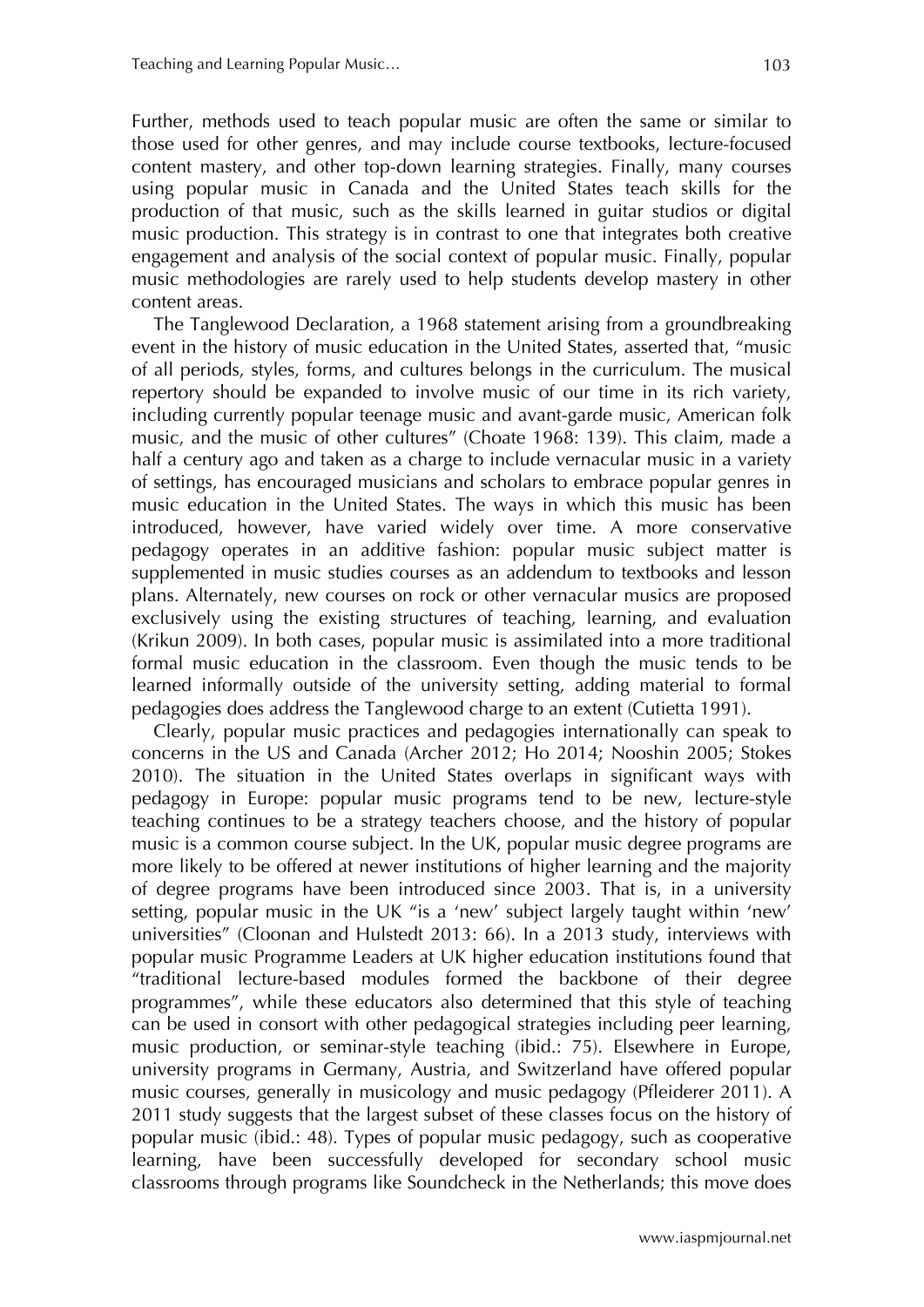Further, methods used to teach popular music are often the same or similar to those used for other genres, and may include course textbooks, lecture-focused content mastery, and other top-down learning strategies. Finally, many courses using popular music in Canada and the United States teach skills for the production of that music, such as the skills learned in guitar studios or digital music production. This strategy is in contrast to one that integrates both creative engagement and analysis of the social context of popular music. Finally, popular music methodologies are rarely used to help students develop mastery in other content areas.

The Tanglewood Declaration, a 1968 statement arising from a groundbreaking event in the history of music education in the United States, asserted that, "music of all periods, styles, forms, and cultures belongs in the curriculum. The musical repertory should be expanded to involve music of our time in its rich variety, including currently popular teenage music and avant-garde music, American folk music, and the music of other cultures" (Choate 1968: 139). This claim, made a half a century ago and taken as a charge to include vernacular music in a variety of settings, has encouraged musicians and scholars to embrace popular genres in music education in the United States. The ways in which this music has been introduced, however, have varied widely over time. A more conservative pedagogy operates in an additive fashion: popular music subject matter is supplemented in music studies courses as an addendum to textbooks and lesson plans. Alternately, new courses on rock or other vernacular musics are proposed exclusively using the existing structures of teaching, learning, and evaluation (Krikun 2009). In both cases, popular music is assimilated into a more traditional formal music education in the classroom. Even though the music tends to be learned informally outside of the university setting, adding material to formal pedagogies does address the Tanglewood charge to an extent (Cutietta 1991).

Clearly, popular music practices and pedagogies internationally can speak to concerns in the US and Canada (Archer 2012; Ho 2014; Nooshin 2005; Stokes 2010). The situation in the United States overlaps in significant ways with pedagogy in Europe: popular music programs tend to be new, lecture-style teaching continues to be a strategy teachers choose, and the history of popular music is a common course subject. In the UK, popular music degree programs are more likely to be offered at newer institutions of higher learning and the majority of degree programs have been introduced since 2003. That is, in a university setting, popular music in the UK "is a 'new' subject largely taught within 'new' universities" (Cloonan and Hulstedt 2013: 66). In a 2013 study, interviews with popular music Programme Leaders at UK higher education institutions found that "traditional lecture-based modules formed the backbone of their degree programmes", while these educators also determined that this style of teaching can be used in consort with other pedagogical strategies including peer learning, music production, or seminar-style teaching (ibid.: 75). Elsewhere in Europe, university programs in Germany, Austria, and Switzerland have offered popular music courses, generally in musicology and music pedagogy (Pfleiderer 2011). A 2011 study suggests that the largest subset of these classes focus on the history of popular music (ibid.: 48). Types of popular music pedagogy, such as cooperative learning, have been successfully developed for secondary school music classrooms through programs like Soundcheck in the Netherlands; this move does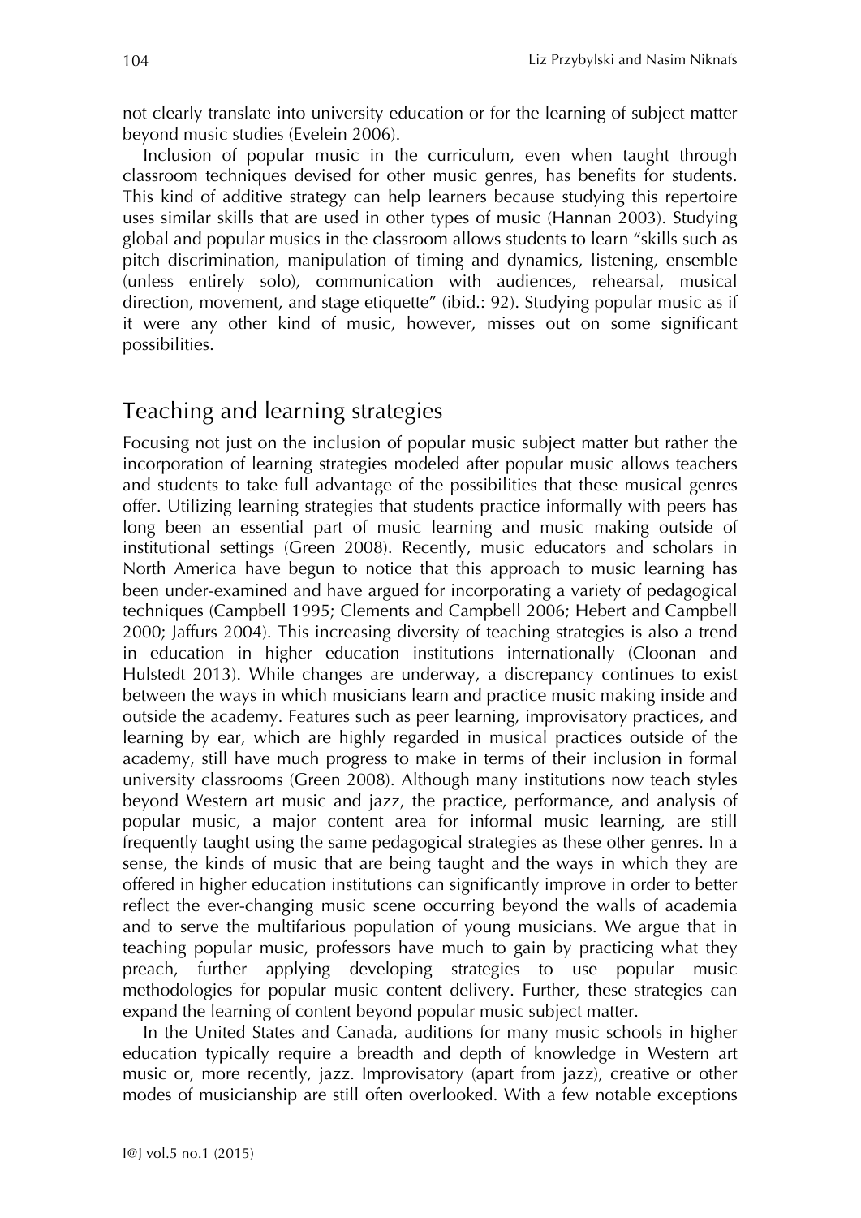not clearly translate into university education or for the learning of subject matter beyond music studies (Evelein 2006).

Inclusion of popular music in the curriculum, even when taught through classroom techniques devised for other music genres, has benefits for students. This kind of additive strategy can help learners because studying this repertoire uses similar skills that are used in other types of music (Hannan 2003). Studying global and popular musics in the classroom allows students to learn "skills such as pitch discrimination, manipulation of timing and dynamics, listening, ensemble (unless entirely solo), communication with audiences, rehearsal, musical direction, movement, and stage etiquette" (ibid.: 92). Studying popular music as if it were any other kind of music, however, misses out on some significant possibilities.

## Teaching and learning strategies

Focusing not just on the inclusion of popular music subject matter but rather the incorporation of learning strategies modeled after popular music allows teachers and students to take full advantage of the possibilities that these musical genres offer. Utilizing learning strategies that students practice informally with peers has long been an essential part of music learning and music making outside of institutional settings (Green 2008). Recently, music educators and scholars in North America have begun to notice that this approach to music learning has been under-examined and have argued for incorporating a variety of pedagogical techniques (Campbell 1995; Clements and Campbell 2006; Hebert and Campbell 2000; Jaffurs 2004). This increasing diversity of teaching strategies is also a trend in education in higher education institutions internationally (Cloonan and Hulstedt 2013). While changes are underway, a discrepancy continues to exist between the ways in which musicians learn and practice music making inside and outside the academy. Features such as peer learning, improvisatory practices, and learning by ear, which are highly regarded in musical practices outside of the academy, still have much progress to make in terms of their inclusion in formal university classrooms (Green 2008). Although many institutions now teach styles beyond Western art music and jazz, the practice, performance, and analysis of popular music, a major content area for informal music learning, are still frequently taught using the same pedagogical strategies as these other genres. In a sense, the kinds of music that are being taught and the ways in which they are offered in higher education institutions can significantly improve in order to better reflect the ever-changing music scene occurring beyond the walls of academia and to serve the multifarious population of young musicians. We argue that in teaching popular music, professors have much to gain by practicing what they preach, further applying developing strategies to use popular music methodologies for popular music content delivery. Further, these strategies can expand the learning of content beyond popular music subject matter.

In the United States and Canada, auditions for many music schools in higher education typically require a breadth and depth of knowledge in Western art music or, more recently, jazz. Improvisatory (apart from jazz), creative or other modes of musicianship are still often overlooked. With a few notable exceptions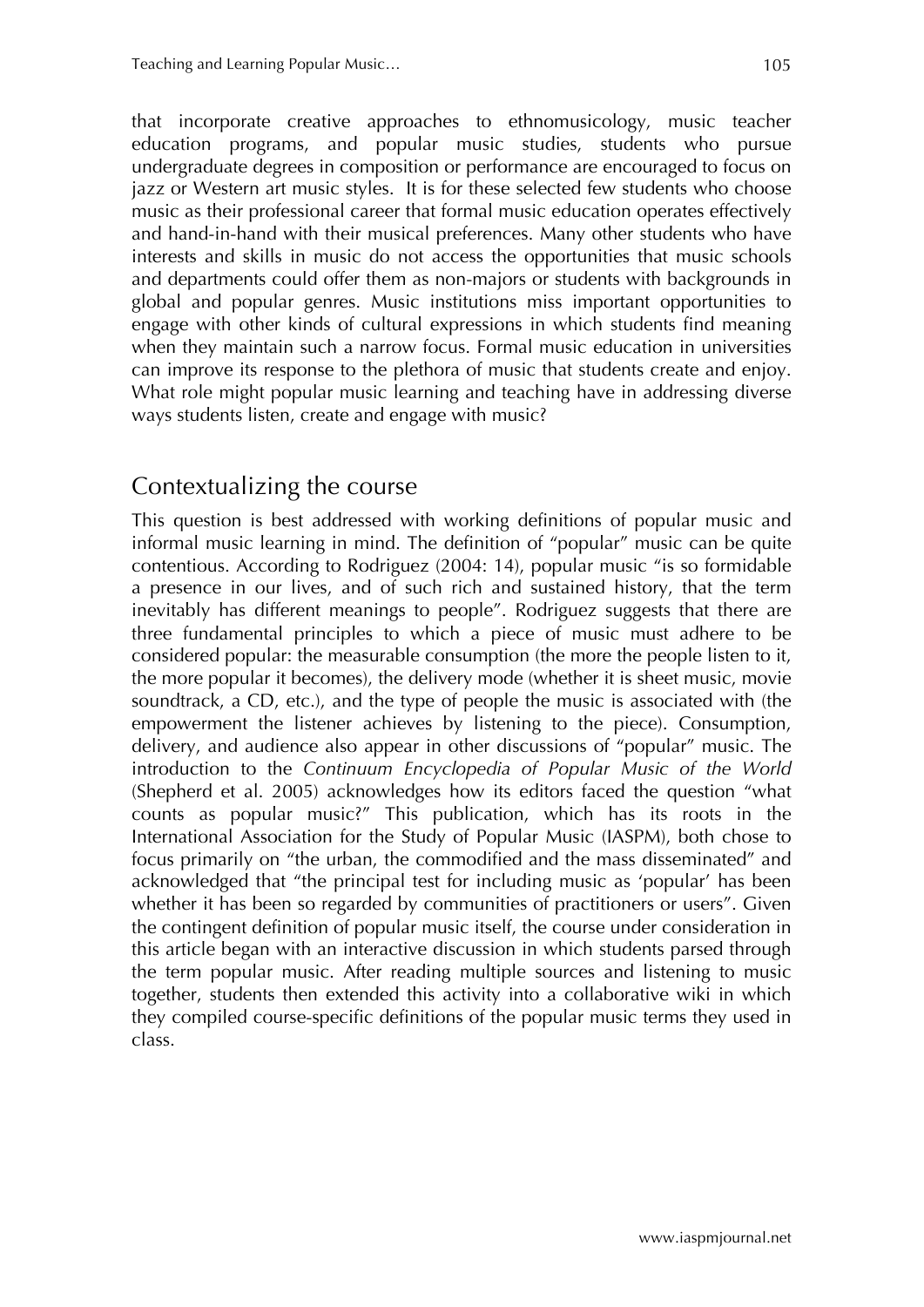that incorporate creative approaches to ethnomusicology, music teacher education programs, and popular music studies, students who pursue undergraduate degrees in composition or performance are encouraged to focus on jazz or Western art music styles. It is for these selected few students who choose music as their professional career that formal music education operates effectively and hand-in-hand with their musical preferences. Many other students who have interests and skills in music do not access the opportunities that music schools and departments could offer them as non-majors or students with backgrounds in global and popular genres. Music institutions miss important opportunities to engage with other kinds of cultural expressions in which students find meaning when they maintain such a narrow focus. Formal music education in universities can improve its response to the plethora of music that students create and enjoy. What role might popular music learning and teaching have in addressing diverse ways students listen, create and engage with music?

## Contextualizing the course

This question is best addressed with working definitions of popular music and informal music learning in mind. The definition of "popular" music can be quite contentious. According to Rodriguez (2004: 14), popular music "is so formidable a presence in our lives, and of such rich and sustained history, that the term inevitably has different meanings to people". Rodriguez suggests that there are three fundamental principles to which a piece of music must adhere to be considered popular: the measurable consumption (the more the people listen to it, the more popular it becomes), the delivery mode (whether it is sheet music, movie soundtrack, a CD, etc.), and the type of people the music is associated with (the empowerment the listener achieves by listening to the piece). Consumption, delivery, and audience also appear in other discussions of "popular" music. The introduction to the *Continuum Encyclopedia of Popular Music of the World* (Shepherd et al. 2005) acknowledges how its editors faced the question "what counts as popular music?" This publication, which has its roots in the International Association for the Study of Popular Music (IASPM), both chose to focus primarily on "the urban, the commodified and the mass disseminated" and acknowledged that "the principal test for including music as 'popular' has been whether it has been so regarded by communities of practitioners or users". Given the contingent definition of popular music itself, the course under consideration in this article began with an interactive discussion in which students parsed through the term popular music. After reading multiple sources and listening to music together, students then extended this activity into a collaborative wiki in which they compiled course-specific definitions of the popular music terms they used in class.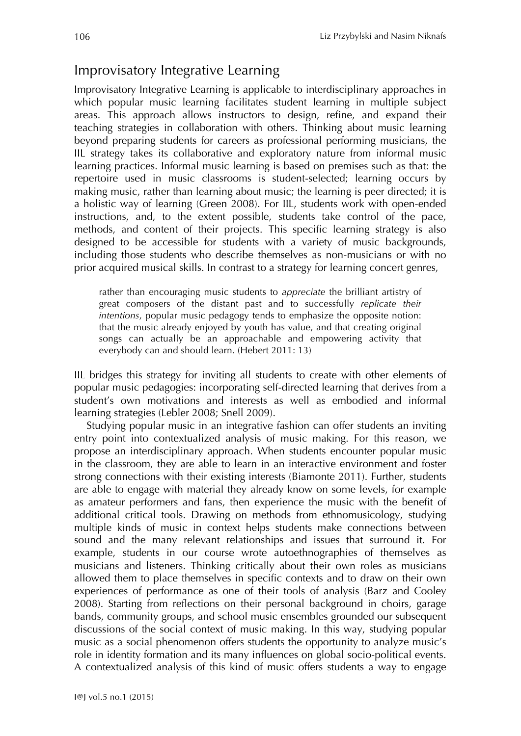## Improvisatory Integrative Learning

Improvisatory Integrative Learning is applicable to interdisciplinary approaches in which popular music learning facilitates student learning in multiple subject areas. This approach allows instructors to design, refine, and expand their teaching strategies in collaboration with others. Thinking about music learning beyond preparing students for careers as professional performing musicians, the IIL strategy takes its collaborative and exploratory nature from informal music learning practices. Informal music learning is based on premises such as that: the repertoire used in music classrooms is student-selected; learning occurs by making music, rather than learning about music; the learning is peer directed; it is a holistic way of learning (Green 2008). For IIL, students work with open-ended instructions, and, to the extent possible, students take control of the pace, methods, and content of their projects. This specific learning strategy is also designed to be accessible for students with a variety of music backgrounds, including those students who describe themselves as non-musicians or with no prior acquired musical skills. In contrast to a strategy for learning concert genres,

> rather than encouraging music students to *appreciate* the brilliant artistry of great composers of the distant past and to successfully *replicate their intentions*, popular music pedagogy tends to emphasize the opposite notion: that the music already enjoyed by youth has value, and that creating original songs can actually be an approachable and empowering activity that everybody can and should learn. (Hebert 2011: 13)

IIL bridges this strategy for inviting all students to create with other elements of popular music pedagogies: incorporating self-directed learning that derives from a student's own motivations and interests as well as embodied and informal learning strategies (Lebler 2008; Snell 2009).

Studying popular music in an integrative fashion can offer students an inviting entry point into contextualized analysis of music making. For this reason, we propose an interdisciplinary approach. When students encounter popular music in the classroom, they are able to learn in an interactive environment and foster strong connections with their existing interests (Biamonte 2011). Further, students are able to engage with material they already know on some levels, for example as amateur performers and fans, then experience the music with the benefit of additional critical tools. Drawing on methods from ethnomusicology, studying multiple kinds of music in context helps students make connections between sound and the many relevant relationships and issues that surround it. For example, students in our course wrote autoethnographies of themselves as musicians and listeners. Thinking critically about their own roles as musicians allowed them to place themselves in specific contexts and to draw on their own experiences of performance as one of their tools of analysis (Barz and Cooley 2008). Starting from reflections on their personal background in choirs, garage bands, community groups, and school music ensembles grounded our subsequent discussions of the social context of music making. In this way, studying popular music as a social phenomenon offers students the opportunity to analyze music's role in identity formation and its many influences on global socio-political events. A contextualized analysis of this kind of music offers students a way to engage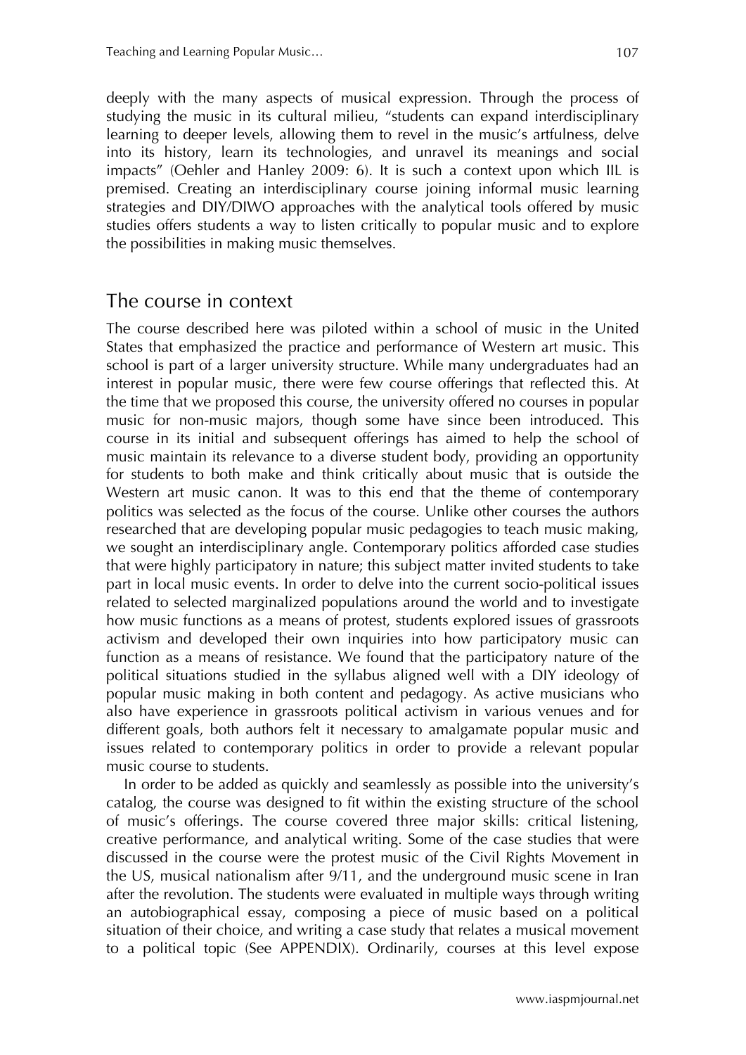deeply with the many aspects of musical expression. Through the process of studying the music in its cultural milieu, "students can expand interdisciplinary learning to deeper levels, allowing them to revel in the music's artfulness, delve into its history, learn its technologies, and unravel its meanings and social impacts" (Oehler and Hanley 2009: 6). It is such a context upon which IIL is premised. Creating an interdisciplinary course joining informal music learning strategies and DIY/DIWO approaches with the analytical tools offered by music studies offers students a way to listen critically to popular music and to explore the possibilities in making music themselves.

## The course in context

The course described here was piloted within a school of music in the United States that emphasized the practice and performance of Western art music. This school is part of a larger university structure. While many undergraduates had an interest in popular music, there were few course offerings that reflected this. At the time that we proposed this course, the university offered no courses in popular music for non-music majors, though some have since been introduced. This course in its initial and subsequent offerings has aimed to help the school of music maintain its relevance to a diverse student body, providing an opportunity for students to both make and think critically about music that is outside the Western art music canon. It was to this end that the theme of contemporary politics was selected as the focus of the course. Unlike other courses the authors researched that are developing popular music pedagogies to teach music making, we sought an interdisciplinary angle. Contemporary politics afforded case studies that were highly participatory in nature; this subject matter invited students to take part in local music events. In order to delve into the current socio-political issues related to selected marginalized populations around the world and to investigate how music functions as a means of protest, students explored issues of grassroots activism and developed their own inquiries into how participatory music can function as a means of resistance. We found that the participatory nature of the political situations studied in the syllabus aligned well with a DIY ideology of popular music making in both content and pedagogy. As active musicians who also have experience in grassroots political activism in various venues and for different goals, both authors felt it necessary to amalgamate popular music and issues related to contemporary politics in order to provide a relevant popular music course to students.

In order to be added as quickly and seamlessly as possible into the university's catalog, the course was designed to fit within the existing structure of the school of music's offerings. The course covered three major skills: critical listening, creative performance, and analytical writing. Some of the case studies that were discussed in the course were the protest music of the Civil Rights Movement in the US, musical nationalism after 9/11, and the underground music scene in Iran after the revolution. The students were evaluated in multiple ways through writing an autobiographical essay, composing a piece of music based on a political situation of their choice, and writing a case study that relates a musical movement to a political topic (See APPENDIX). Ordinarily, courses at this level expose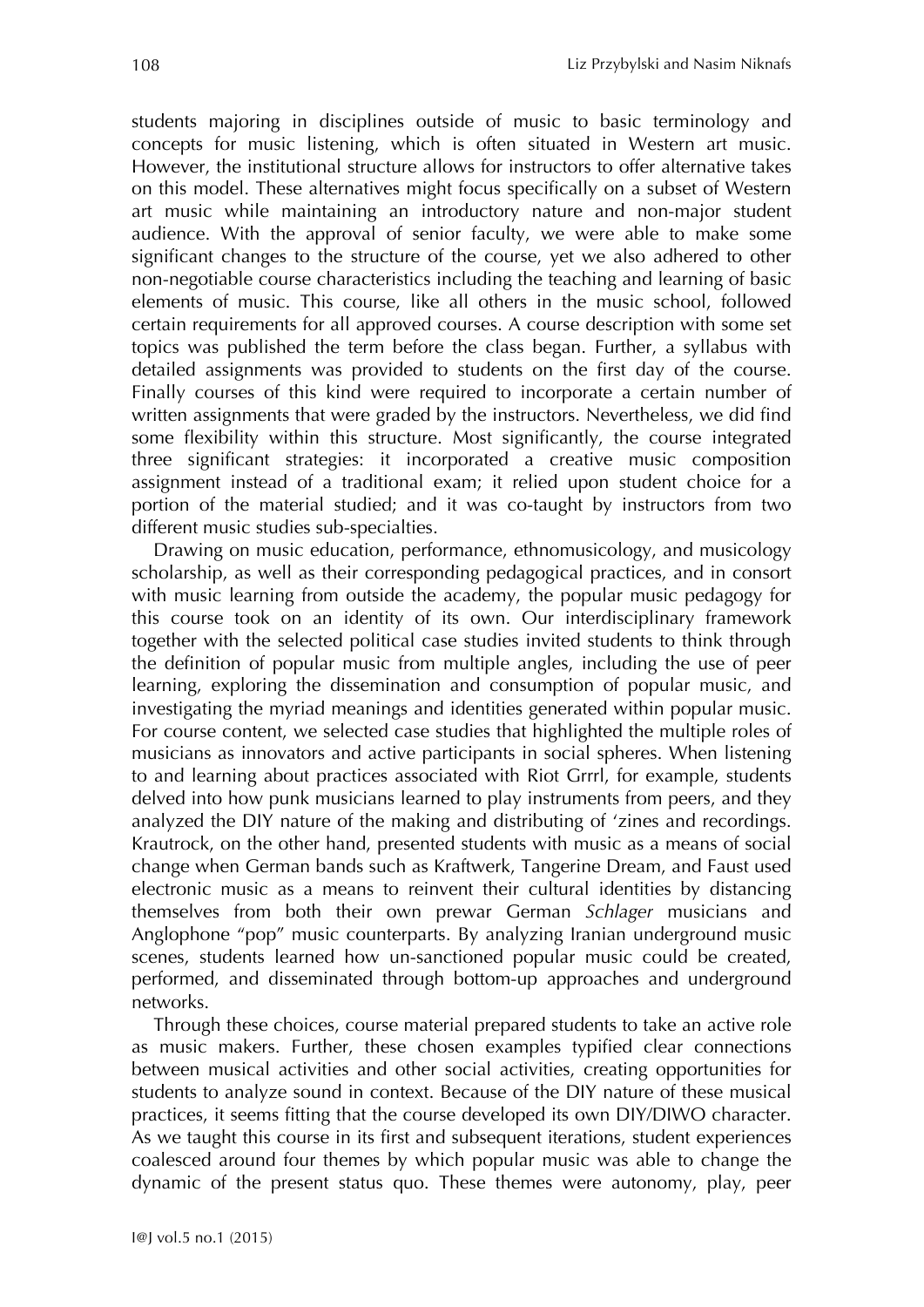students majoring in disciplines outside of music to basic terminology and concepts for music listening, which is often situated in Western art music. However, the institutional structure allows for instructors to offer alternative takes on this model. These alternatives might focus specifically on a subset of Western art music while maintaining an introductory nature and non-major student audience. With the approval of senior faculty, we were able to make some significant changes to the structure of the course, yet we also adhered to other non-negotiable course characteristics including the teaching and learning of basic elements of music. This course, like all others in the music school, followed certain requirements for all approved courses. A course description with some set topics was published the term before the class began. Further, a syllabus with detailed assignments was provided to students on the first day of the course. Finally courses of this kind were required to incorporate a certain number of written assignments that were graded by the instructors. Nevertheless, we did find some flexibility within this structure. Most significantly, the course integrated three significant strategies: it incorporated a creative music composition assignment instead of a traditional exam; it relied upon student choice for a portion of the material studied; and it was co-taught by instructors from two different music studies sub-specialties.

Drawing on music education, performance, ethnomusicology, and musicology scholarship, as well as their corresponding pedagogical practices, and in consort with music learning from outside the academy, the popular music pedagogy for this course took on an identity of its own. Our interdisciplinary framework together with the selected political case studies invited students to think through the definition of popular music from multiple angles, including the use of peer learning, exploring the dissemination and consumption of popular music, and investigating the myriad meanings and identities generated within popular music. For course content, we selected case studies that highlighted the multiple roles of musicians as innovators and active participants in social spheres. When listening to and learning about practices associated with Riot Grrrl, for example, students delved into how punk musicians learned to play instruments from peers, and they analyzed the DIY nature of the making and distributing of 'zines and recordings. Krautrock, on the other hand, presented students with music as a means of social change when German bands such as Kraftwerk, Tangerine Dream, and Faust used electronic music as a means to reinvent their cultural identities by distancing themselves from both their own prewar German *Schlager* musicians and Anglophone "pop" music counterparts. By analyzing Iranian underground music scenes, students learned how un-sanctioned popular music could be created, performed, and disseminated through bottom-up approaches and underground networks.

Through these choices, course material prepared students to take an active role as music makers. Further, these chosen examples typified clear connections between musical activities and other social activities, creating opportunities for students to analyze sound in context. Because of the DIY nature of these musical practices, it seems fitting that the course developed its own DIY/DIWO character. As we taught this course in its first and subsequent iterations, student experiences coalesced around four themes by which popular music was able to change the dynamic of the present status quo. These themes were autonomy, play, peer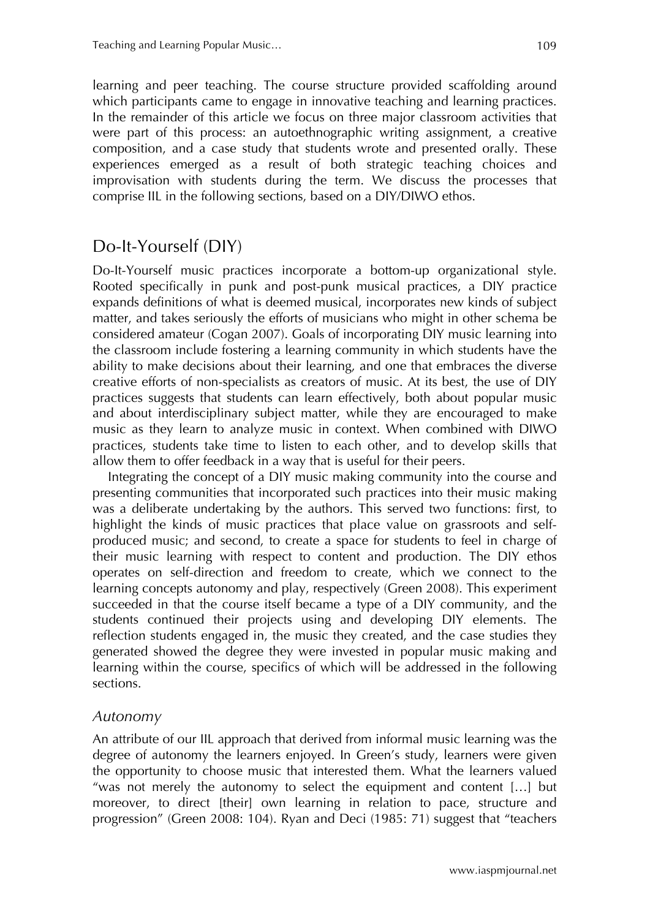learning and peer teaching. The course structure provided scaffolding around which participants came to engage in innovative teaching and learning practices. In the remainder of this article we focus on three major classroom activities that were part of this process: an autoethnographic writing assignment, a creative composition, and a case study that students wrote and presented orally. These experiences emerged as a result of both strategic teaching choices and improvisation with students during the term. We discuss the processes that comprise IIL in the following sections, based on a DIY/DIWO ethos.

## Do-It-Yourself (DIY)

Do-It-Yourself music practices incorporate a bottom-up organizational style. Rooted specifically in punk and post-punk musical practices, a DIY practice expands definitions of what is deemed musical, incorporates new kinds of subject matter, and takes seriously the efforts of musicians who might in other schema be considered amateur (Cogan 2007). Goals of incorporating DIY music learning into the classroom include fostering a learning community in which students have the ability to make decisions about their learning, and one that embraces the diverse creative efforts of non-specialists as creators of music. At its best, the use of DIY practices suggests that students can learn effectively, both about popular music and about interdisciplinary subject matter, while they are encouraged to make music as they learn to analyze music in context. When combined with DIWO practices, students take time to listen to each other, and to develop skills that allow them to offer feedback in a way that is useful for their peers.

Integrating the concept of a DIY music making community into the course and presenting communities that incorporated such practices into their music making was a deliberate undertaking by the authors. This served two functions: first, to highlight the kinds of music practices that place value on grassroots and self-produced music; and second, to create a space for students to feel in charge of their music learning with respect to content and production. The DIY ethos operates on self-direction and freedom to create, which we connect to the learning concepts autonomy and play, respectively (Green 2008). This experiment succeeded in that the course itself became a type of a DIY community, and the students continued their projects using and developing DIY elements. The reflection students engaged in, the music they created, and the case studies they generated showed the degree they were invested in popular music making and learning within the course, specifics of which will be addressed in the following sections.

### *Autonomy*

An attribute of our IIL approach that derived from informal music learning was the degree of autonomy the learners enjoyed. In Green's study, learners were given the opportunity to choose music that interested them. What the learners valued "was not merely the autonomy to select the equipment and content […] but moreover, to direct [their] own learning in relation to pace, structure and progression" (Green 2008: 104). Ryan and Deci (1985: 71) suggest that "teachers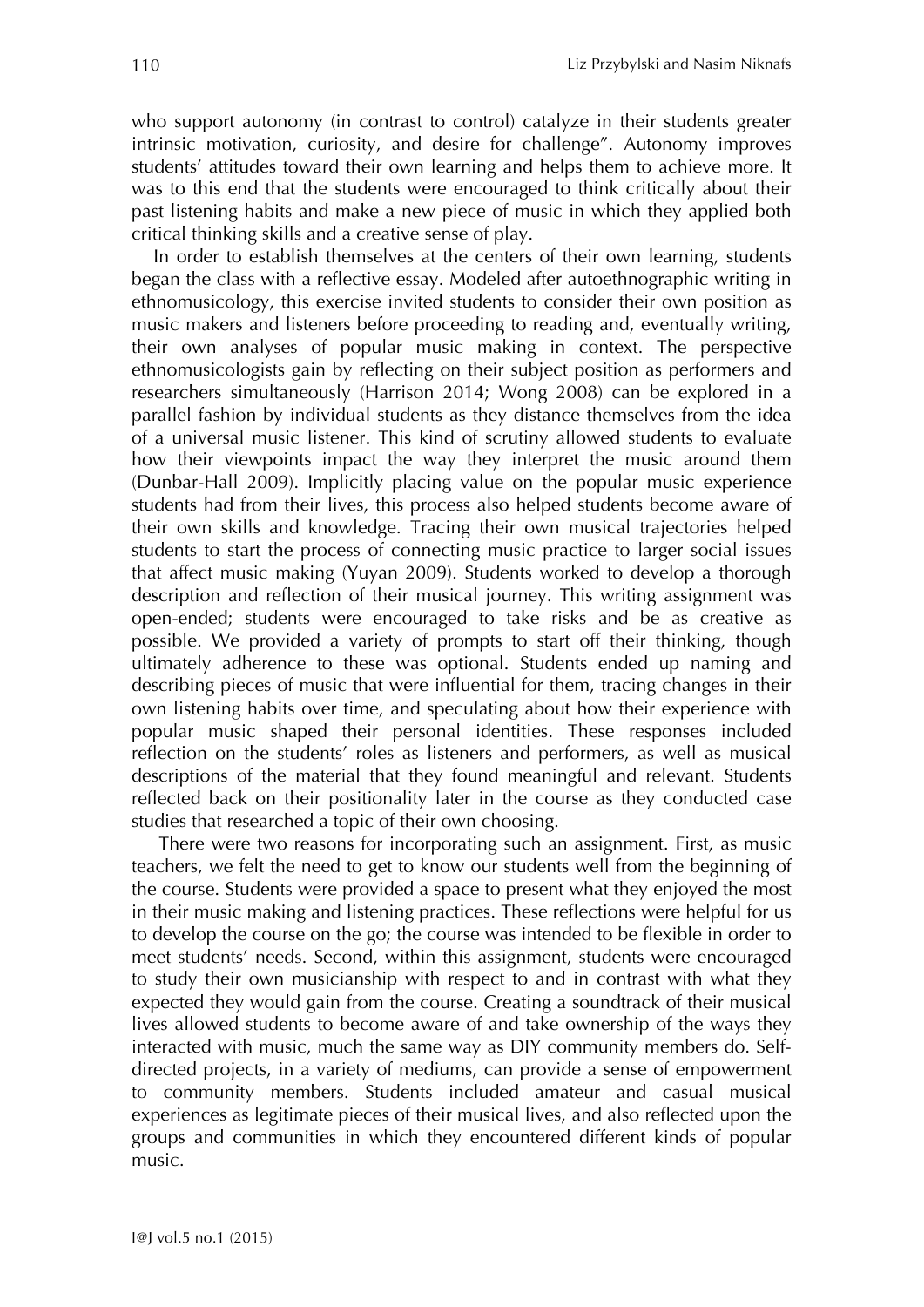who support autonomy (in contrast to control) catalyze in their students greater intrinsic motivation, curiosity, and desire for challenge". Autonomy improves students' attitudes toward their own learning and helps them to achieve more. It was to this end that the students were encouraged to think critically about their past listening habits and make a new piece of music in which they applied both critical thinking skills and a creative sense of play.

In order to establish themselves at the centers of their own learning, students began the class with a reflective essay. Modeled after autoethnographic writing in ethnomusicology, this exercise invited students to consider their own position as music makers and listeners before proceeding to reading and, eventually writing, their own analyses of popular music making in context. The perspective ethnomusicologists gain by reflecting on their subject position as performers and researchers simultaneously (Harrison 2014; Wong 2008) can be explored in a parallel fashion by individual students as they distance themselves from the idea of a universal music listener. This kind of scrutiny allowed students to evaluate how their viewpoints impact the way they interpret the music around them (Dunbar-Hall 2009). Implicitly placing value on the popular music experience students had from their lives, this process also helped students become aware of their own skills and knowledge. Tracing their own musical trajectories helped students to start the process of connecting music practice to larger social issues that affect music making (Yuyan 2009). Students worked to develop a thorough description and reflection of their musical journey. This writing assignment was open-ended; students were encouraged to take risks and be as creative as possible. We provided a variety of prompts to start off their thinking, though ultimately adherence to these was optional. Students ended up naming and describing pieces of music that were influential for them, tracing changes in their own listening habits over time, and speculating about how their experience with popular music shaped their personal identities. These responses included reflection on the students' roles as listeners and performers, as well as musical descriptions of the material that they found meaningful and relevant. Students reflected back on their positionality later in the course as they conducted case studies that researched a topic of their own choosing.

There were two reasons for incorporating such an assignment. First, as music teachers, we felt the need to get to know our students well from the beginning of the course. Students were provided a space to present what they enjoyed the most in their music making and listening practices. These reflections were helpful for us to develop the course on the go; the course was intended to be flexible in order to meet students' needs. Second, within this assignment, students were encouraged to study their own musicianship with respect to and in contrast with what they expected they would gain from the course. Creating a soundtrack of their musical lives allowed students to become aware of and take ownership of the ways they interacted with music, much the same way as DIY community members do. Self-directed projects, in a variety of mediums, can provide a sense of empowerment to community members. Students included amateur and casual musical experiences as legitimate pieces of their musical lives, and also reflected upon the groups and communities in which they encountered different kinds of popular music.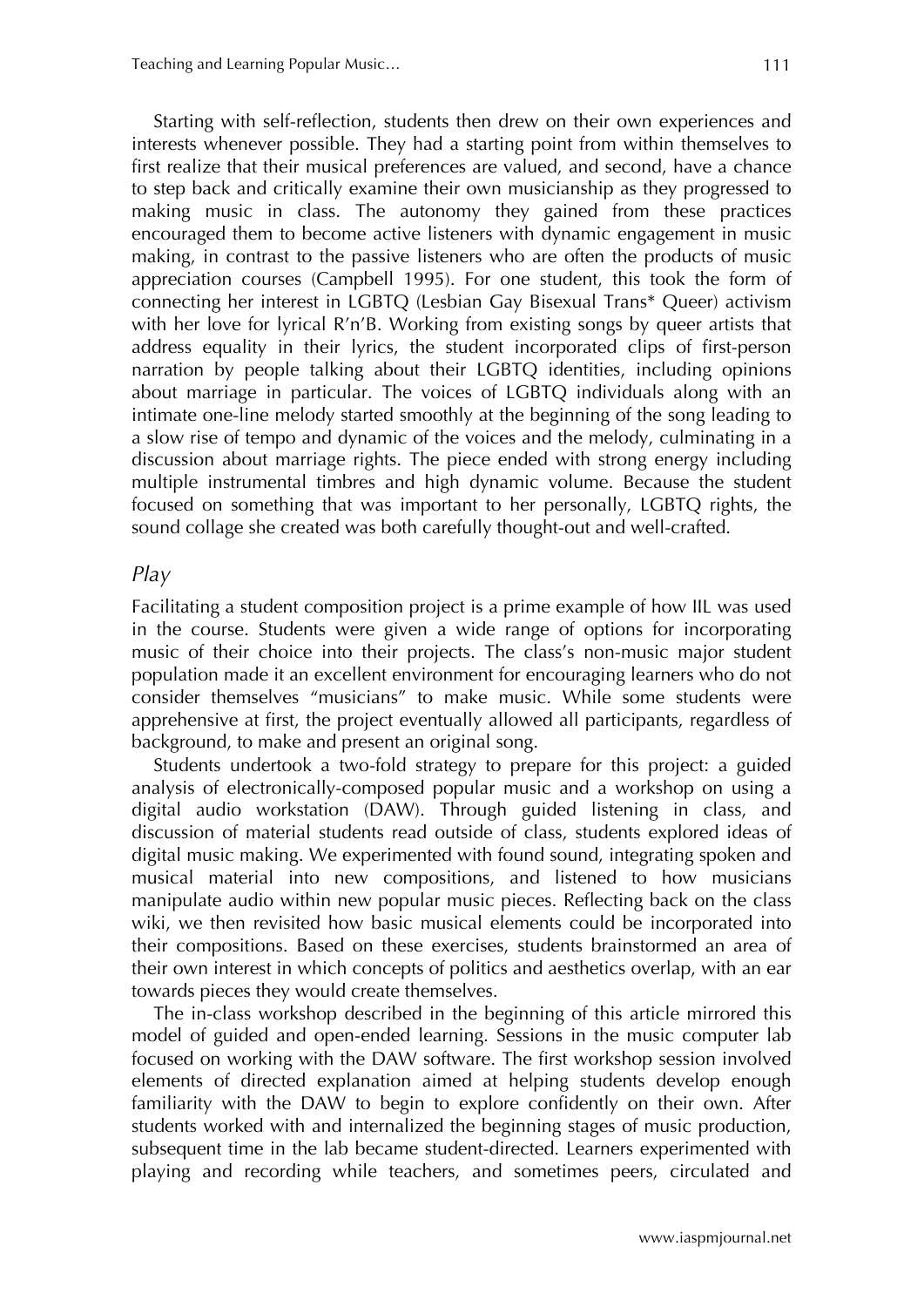Starting with self-reflection, students then drew on their own experiences and interests whenever possible. They had a starting point from within themselves to first realize that their musical preferences are valued, and second, have a chance to step back and critically examine their own musicianship as they progressed to making music in class. The autonomy they gained from these practices encouraged them to become active listeners with dynamic engagement in music making, in contrast to the passive listeners who are often the products of music appreciation courses (Campbell 1995). For one student, this took the form of connecting her interest in LGBTQ (Lesbian Gay Bisexual Trans* Queer) activism with her love for lyrical R'n'B. Working from existing songs by queer artists that address equality in their lyrics, the student incorporated clips of first-person narration by people talking about their LGBTQ identities, including opinions about marriage in particular. The voices of LGBTQ individuals along with an intimate one-line melody started smoothly at the beginning of the song leading to a slow rise of tempo and dynamic of the voices and the melody, culminating in a discussion about marriage rights. The piece ended with strong energy including multiple instrumental timbres and high dynamic volume. Because the student focused on something that was important to her personally, LGBTQ rights, the sound collage she created was both carefully thought-out and well-crafted.

### *Play*

Facilitating a student composition project is a prime example of how IIL was used in the course. Students were given a wide range of options for incorporating music of their choice into their projects. The class's non-music major student population made it an excellent environment for encouraging learners who do not consider themselves "musicians" to make music. While some students were apprehensive at first, the project eventually allowed all participants, regardless of background, to make and present an original song.

Students undertook a two-fold strategy to prepare for this project: a guided analysis of electronically-composed popular music and a workshop on using a digital audio workstation (DAW). Through guided listening in class, and discussion of material students read outside of class, students explored ideas of digital music making. We experimented with found sound, integrating spoken and musical material into new compositions, and listened to how musicians manipulate audio within new popular music pieces. Reflecting back on the class wiki, we then revisited how basic musical elements could be incorporated into their compositions. Based on these exercises, students brainstormed an area of their own interest in which concepts of politics and aesthetics overlap, with an ear towards pieces they would create themselves.

The in-class workshop described in the beginning of this article mirrored this model of guided and open-ended learning. Sessions in the music computer lab focused on working with the DAW software. The first workshop session involved elements of directed explanation aimed at helping students develop enough familiarity with the DAW to begin to explore confidently on their own. After students worked with and internalized the beginning stages of music production, subsequent time in the lab became student-directed. Learners experimented with playing and recording while teachers, and sometimes peers, circulated and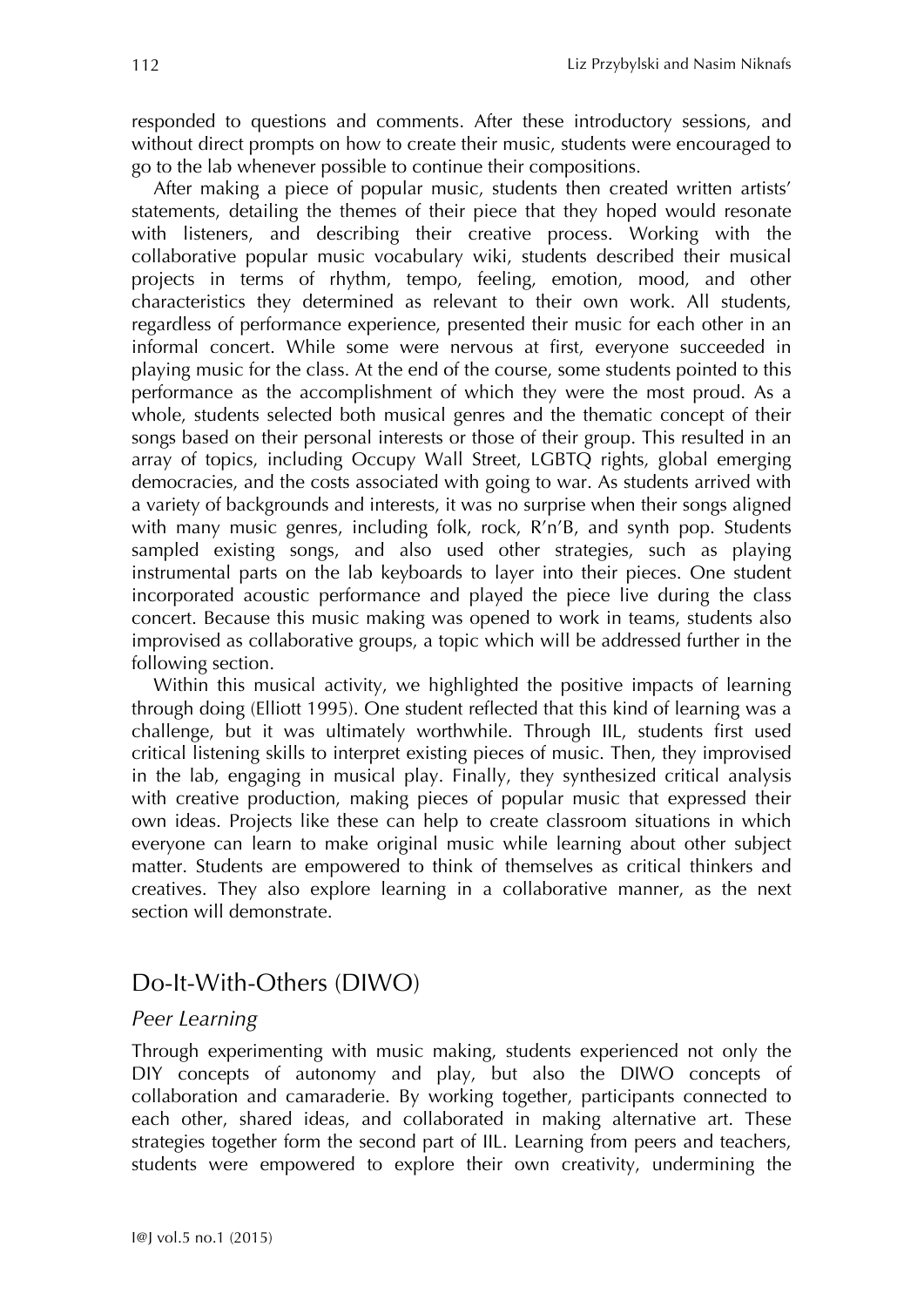responded to questions and comments. After these introductory sessions, and without direct prompts on how to create their music, students were encouraged to go to the lab whenever possible to continue their compositions.

After making a piece of popular music, students then created written artists' statements, detailing the themes of their piece that they hoped would resonate with listeners, and describing their creative process. Working with the collaborative popular music vocabulary wiki, students described their musical projects in terms of rhythm, tempo, feeling, emotion, mood, and other characteristics they determined as relevant to their own work. All students, regardless of performance experience, presented their music for each other in an informal concert. While some were nervous at first, everyone succeeded in playing music for the class. At the end of the course, some students pointed to this performance as the accomplishment of which they were the most proud. As a whole, students selected both musical genres and the thematic concept of their songs based on their personal interests or those of their group. This resulted in an array of topics, including Occupy Wall Street, LGBTQ rights, global emerging democracies, and the costs associated with going to war. As students arrived with a variety of backgrounds and interests, it was no surprise when their songs aligned with many music genres, including folk, rock, R'n'B, and synth pop. Students sampled existing songs, and also used other strategies, such as playing instrumental parts on the lab keyboards to layer into their pieces. One student incorporated acoustic performance and played the piece live during the class concert. Because this music making was opened to work in teams, students also improvised as collaborative groups, a topic which will be addressed further in the following section.

Within this musical activity, we highlighted the positive impacts of learning through doing (Elliott 1995). One student reflected that this kind of learning was a challenge, but it was ultimately worthwhile. Through IIL, students first used critical listening skills to interpret existing pieces of music. Then, they improvised in the lab, engaging in musical play. Finally, they synthesized critical analysis with creative production, making pieces of popular music that expressed their own ideas. Projects like these can help to create classroom situations in which everyone can learn to make original music while learning about other subject matter. Students are empowered to think of themselves as critical thinkers and creatives. They also explore learning in a collaborative manner, as the next section will demonstrate.

## Do-It-With-Others (DIWO)

### *Peer Learning*

Through experimenting with music making, students experienced not only the DIY concepts of autonomy and play, but also the DIWO concepts of collaboration and camaraderie. By working together, participants connected to each other, shared ideas, and collaborated in making alternative art. These strategies together form the second part of IIL. Learning from peers and teachers, students were empowered to explore their own creativity, undermining the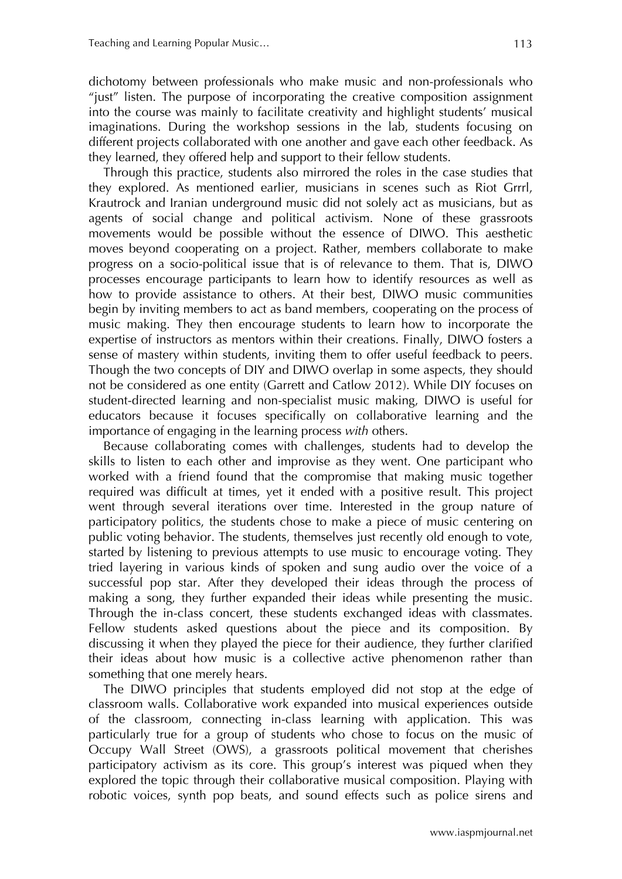dichotomy between professionals who make music and non-professionals who "just" listen. The purpose of incorporating the creative composition assignment into the course was mainly to facilitate creativity and highlight students' musical imaginations. During the workshop sessions in the lab, students focusing on different projects collaborated with one another and gave each other feedback. As they learned, they offered help and support to their fellow students.

Through this practice, students also mirrored the roles in the case studies that they explored. As mentioned earlier, musicians in scenes such as Riot Grrrl, Krautrock and Iranian underground music did not solely act as musicians, but as agents of social change and political activism. None of these grassroots movements would be possible without the essence of DIWO. This aesthetic moves beyond cooperating on a project. Rather, members collaborate to make progress on a socio-political issue that is of relevance to them. That is, DIWO processes encourage participants to learn how to identify resources as well as how to provide assistance to others. At their best, DIWO music communities begin by inviting members to act as band members, cooperating on the process of music making. They then encourage students to learn how to incorporate the expertise of instructors as mentors within their creations. Finally, DIWO fosters a sense of mastery within students, inviting them to offer useful feedback to peers. Though the two concepts of DIY and DIWO overlap in some aspects, they should not be considered as one entity (Garrett and Catlow 2012). While DIY focuses on student-directed learning and non-specialist music making, DIWO is useful for educators because it focuses specifically on collaborative learning and the importance of engaging in the learning process *with* others.

Because collaborating comes with challenges, students had to develop the skills to listen to each other and improvise as they went. One participant who worked with a friend found that the compromise that making music together required was difficult at times, yet it ended with a positive result. This project went through several iterations over time. Interested in the group nature of participatory politics, the students chose to make a piece of music centering on public voting behavior. The students, themselves just recently old enough to vote, started by listening to previous attempts to use music to encourage voting. They tried layering in various kinds of spoken and sung audio over the voice of a successful pop star. After they developed their ideas through the process of making a song, they further expanded their ideas while presenting the music. Through the in-class concert, these students exchanged ideas with classmates. Fellow students asked questions about the piece and its composition. By discussing it when they played the piece for their audience, they further clarified their ideas about how music is a collective active phenomenon rather than something that one merely hears.

The DIWO principles that students employed did not stop at the edge of classroom walls. Collaborative work expanded into musical experiences outside of the classroom, connecting in-class learning with application. This was particularly true for a group of students who chose to focus on the music of Occupy Wall Street (OWS), a grassroots political movement that cherishes participatory activism as its core. This group's interest was piqued when they explored the topic through their collaborative musical composition. Playing with robotic voices, synth pop beats, and sound effects such as police sirens and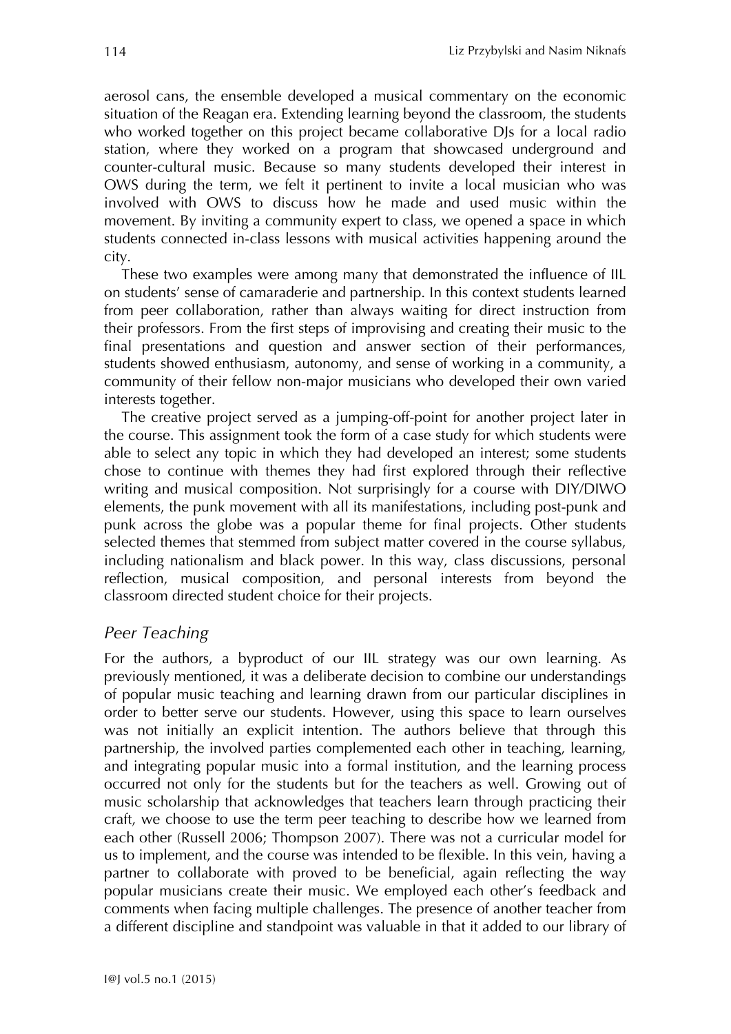aerosol cans, the ensemble developed a musical commentary on the economic situation of the Reagan era. Extending learning beyond the classroom, the students who worked together on this project became collaborative DJs for a local radio station, where they worked on a program that showcased underground and counter-cultural music. Because so many students developed their interest in OWS during the term, we felt it pertinent to invite a local musician who was involved with OWS to discuss how he made and used music within the movement. By inviting a community expert to class, we opened a space in which students connected in-class lessons with musical activities happening around the city.

These two examples were among many that demonstrated the influence of IIL on students' sense of camaraderie and partnership. In this context students learned from peer collaboration, rather than always waiting for direct instruction from their professors. From the first steps of improvising and creating their music to the final presentations and question and answer section of their performances, students showed enthusiasm, autonomy, and sense of working in a community, a community of their fellow non-major musicians who developed their own varied interests together.

The creative project served as a jumping-off-point for another project later in the course. This assignment took the form of a case study for which students were able to select any topic in which they had developed an interest; some students chose to continue with themes they had first explored through their reflective writing and musical composition. Not surprisingly for a course with DIY/DIWO elements, the punk movement with all its manifestations, including post-punk and punk across the globe was a popular theme for final projects. Other students selected themes that stemmed from subject matter covered in the course syllabus, including nationalism and black power. In this way, class discussions, personal reflection, musical composition, and personal interests from beyond the classroom directed student choice for their projects.

## *Peer Teaching*

For the authors, a byproduct of our IIL strategy was our own learning. As previously mentioned, it was a deliberate decision to combine our understandings of popular music teaching and learning drawn from our particular disciplines in order to better serve our students. However, using this space to learn ourselves was not initially an explicit intention. The authors believe that through this partnership, the involved parties complemented each other in teaching, learning, and integrating popular music into a formal institution, and the learning process occurred not only for the students but for the teachers as well. Growing out of music scholarship that acknowledges that teachers learn through practicing their craft, we choose to use the term peer teaching to describe how we learned from each other (Russell 2006; Thompson 2007). There was not a curricular model for us to implement, and the course was intended to be flexible. In this vein, having a partner to collaborate with proved to be beneficial, again reflecting the way popular musicians create their music. We employed each other's feedback and comments when facing multiple challenges. The presence of another teacher from a different discipline and standpoint was valuable in that it added to our library of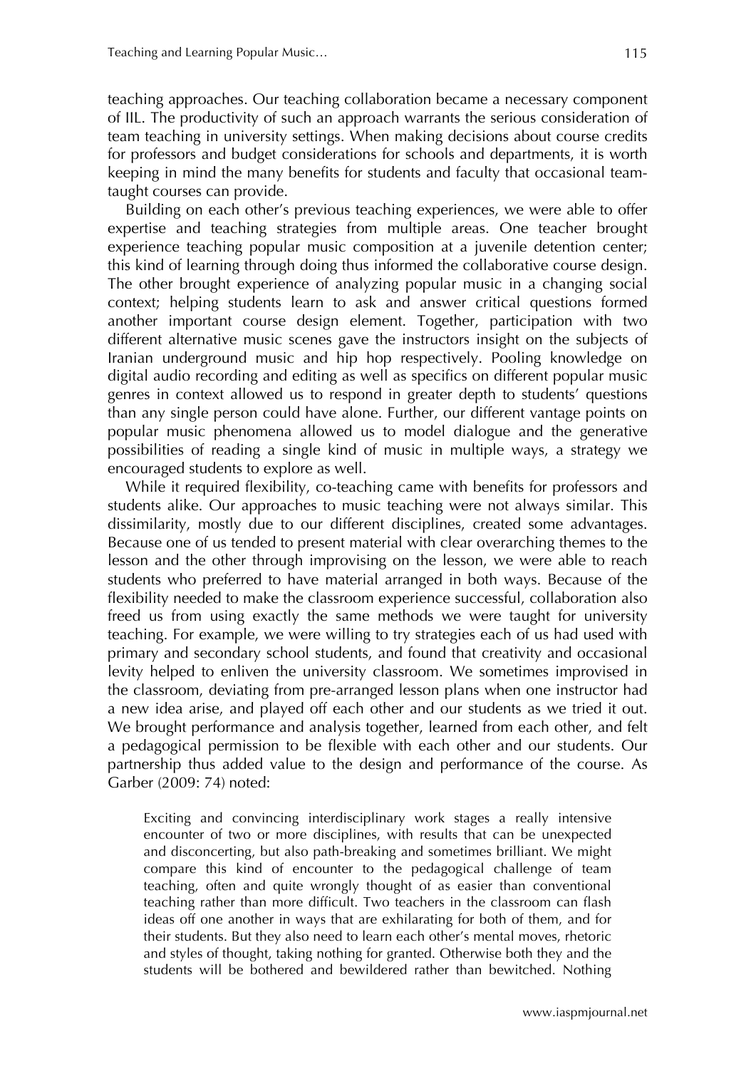teaching approaches. Our teaching collaboration became a necessary component of IIL. The productivity of such an approach warrants the serious consideration of team teaching in university settings. When making decisions about course credits for professors and budget considerations for schools and departments, it is worth keeping in mind the many benefits for students and faculty that occasional team-taught courses can provide.

Building on each other's previous teaching experiences, we were able to offer expertise and teaching strategies from multiple areas. One teacher brought experience teaching popular music composition at a juvenile detention center; this kind of learning through doing thus informed the collaborative course design. The other brought experience of analyzing popular music in a changing social context; helping students learn to ask and answer critical questions formed another important course design element. Together, participation with two different alternative music scenes gave the instructors insight on the subjects of Iranian underground music and hip hop respectively. Pooling knowledge on digital audio recording and editing as well as specifics on different popular music genres in context allowed us to respond in greater depth to students' questions than any single person could have alone. Further, our different vantage points on popular music phenomena allowed us to model dialogue and the generative possibilities of reading a single kind of music in multiple ways, a strategy we encouraged students to explore as well.

While it required flexibility, co-teaching came with benefits for professors and students alike. Our approaches to music teaching were not always similar. This dissimilarity, mostly due to our different disciplines, created some advantages. Because one of us tended to present material with clear overarching themes to the lesson and the other through improvising on the lesson, we were able to reach students who preferred to have material arranged in both ways. Because of the flexibility needed to make the classroom experience successful, collaboration also freed us from using exactly the same methods we were taught for university teaching. For example, we were willing to try strategies each of us had used with primary and secondary school students, and found that creativity and occasional levity helped to enliven the university classroom. We sometimes improvised in the classroom, deviating from pre-arranged lesson plans when one instructor had a new idea arise, and played off each other and our students as we tried it out. We brought performance and analysis together, learned from each other, and felt a pedagogical permission to be flexible with each other and our students. Our partnership thus added value to the design and performance of the course. As Garber (2009: 74) noted:

> Exciting and convincing interdisciplinary work stages a really intensive encounter of two or more disciplines, with results that can be unexpected and disconcerting, but also path-breaking and sometimes brilliant. We might compare this kind of encounter to the pedagogical challenge of team teaching, often and quite wrongly thought of as easier than conventional teaching rather than more difficult. Two teachers in the classroom can flash ideas off one another in ways that are exhilarating for both of them, and for their students. But they also need to learn each other's mental moves, rhetoric and styles of thought, taking nothing for granted. Otherwise both they and the students will be bothered and bewildered rather than bewitched. Nothing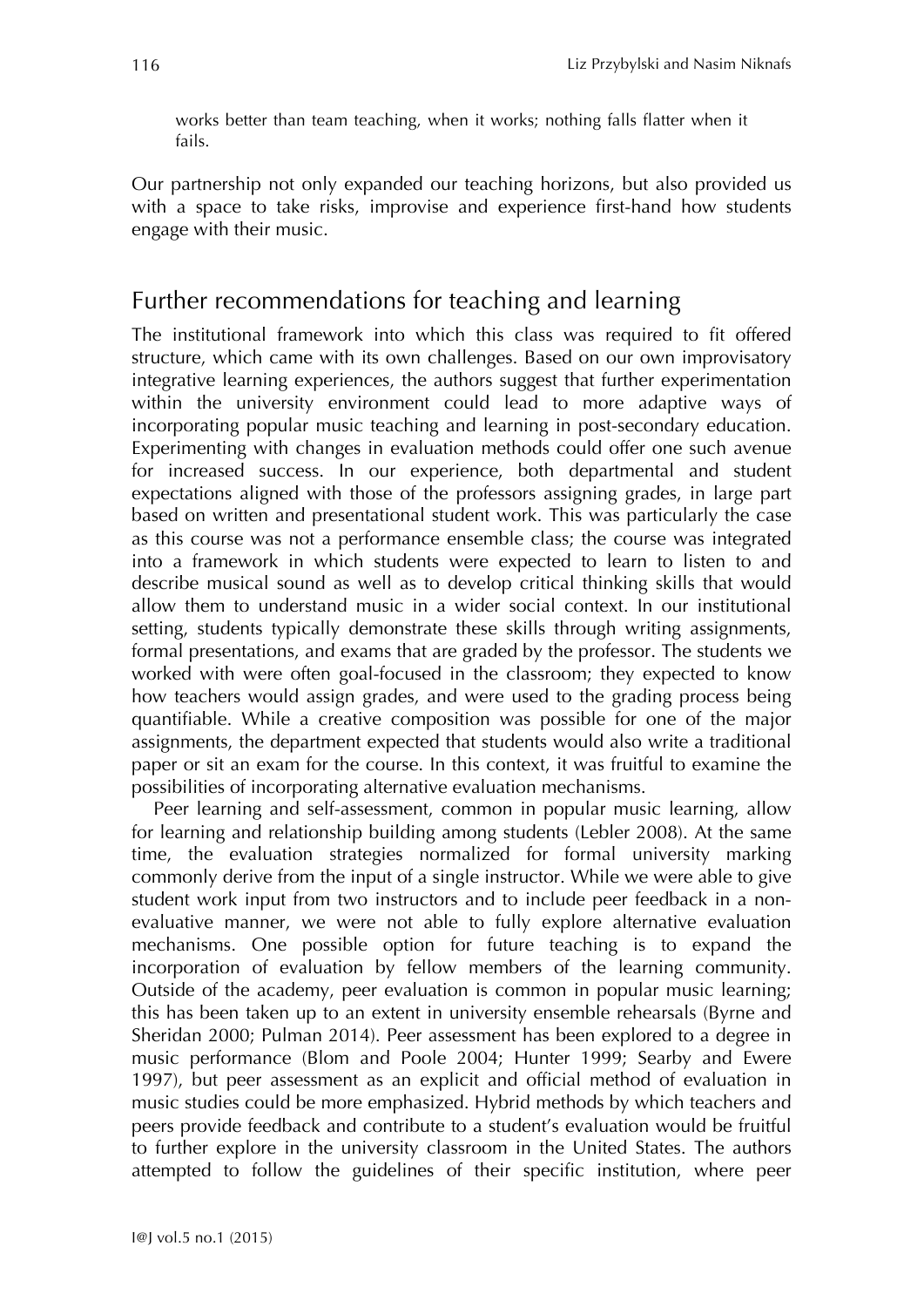> works better than team teaching, when it works; nothing falls flatter when it fails.

Our partnership not only expanded our teaching horizons, but also provided us with a space to take risks, improvise and experience first-hand how students engage with their music.

## Further recommendations for teaching and learning

The institutional framework into which this class was required to fit offered structure, which came with its own challenges. Based on our own improvisatory integrative learning experiences, the authors suggest that further experimentation within the university environment could lead to more adaptive ways of incorporating popular music teaching and learning in post-secondary education. Experimenting with changes in evaluation methods could offer one such avenue for increased success. In our experience, both departmental and student expectations aligned with those of the professors assigning grades, in large part based on written and presentational student work. This was particularly the case as this course was not a performance ensemble class; the course was integrated into a framework in which students were expected to learn to listen to and describe musical sound as well as to develop critical thinking skills that would allow them to understand music in a wider social context. In our institutional setting, students typically demonstrate these skills through writing assignments, formal presentations, and exams that are graded by the professor. The students we worked with were often goal-focused in the classroom; they expected to know how teachers would assign grades, and were used to the grading process being quantifiable. While a creative composition was possible for one of the major assignments, the department expected that students would also write a traditional paper or sit an exam for the course. In this context, it was fruitful to examine the possibilities of incorporating alternative evaluation mechanisms.

Peer learning and self-assessment, common in popular music learning, allow for learning and relationship building among students (Lebler 2008). At the same time, the evaluation strategies normalized for formal university marking commonly derive from the input of a single instructor. While we were able to give student work input from two instructors and to include peer feedback in a non-evaluative manner, we were not able to fully explore alternative evaluation mechanisms. One possible option for future teaching is to expand the incorporation of evaluation by fellow members of the learning community. Outside of the academy, peer evaluation is common in popular music learning; this has been taken up to an extent in university ensemble rehearsals (Byrne and Sheridan 2000; Pulman 2014). Peer assessment has been explored to a degree in music performance (Blom and Poole 2004; Hunter 1999; Searby and Ewere 1997), but peer assessment as an explicit and official method of evaluation in music studies could be more emphasized. Hybrid methods by which teachers and peers provide feedback and contribute to a student's evaluation would be fruitful to further explore in the university classroom in the United States. The authors attempted to follow the guidelines of their specific institution, where peer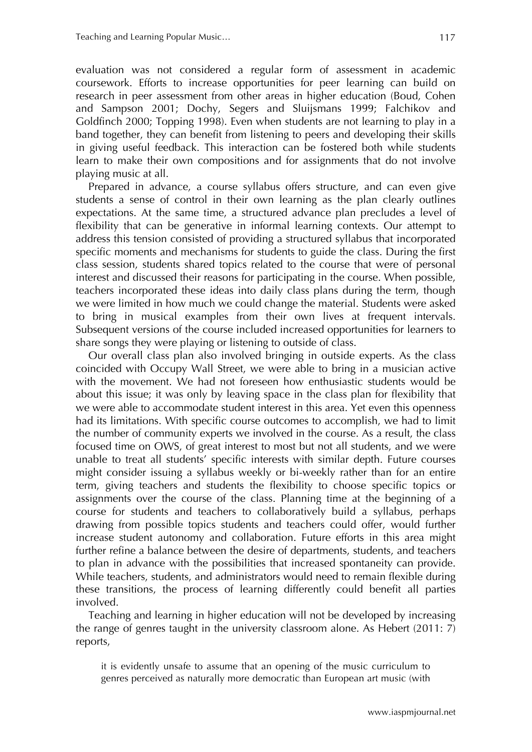evaluation was not considered a regular form of assessment in academic coursework. Efforts to increase opportunities for peer learning can build on research in peer assessment from other areas in higher education (Boud, Cohen and Sampson 2001; Dochy, Segers and Sluijsmans 1999; Falchikov and Goldfinch 2000; Topping 1998). Even when students are not learning to play in a band together, they can benefit from listening to peers and developing their skills in giving useful feedback. This interaction can be fostered both while students learn to make their own compositions and for assignments that do not involve playing music at all.

Prepared in advance, a course syllabus offers structure, and can even give students a sense of control in their own learning as the plan clearly outlines expectations. At the same time, a structured advance plan precludes a level of flexibility that can be generative in informal learning contexts. Our attempt to address this tension consisted of providing a structured syllabus that incorporated specific moments and mechanisms for students to guide the class. During the first class session, students shared topics related to the course that were of personal interest and discussed their reasons for participating in the course. When possible, teachers incorporated these ideas into daily class plans during the term, though we were limited in how much we could change the material. Students were asked to bring in musical examples from their own lives at frequent intervals. Subsequent versions of the course included increased opportunities for learners to share songs they were playing or listening to outside of class.

Our overall class plan also involved bringing in outside experts. As the class coincided with Occupy Wall Street, we were able to bring in a musician active with the movement. We had not foreseen how enthusiastic students would be about this issue; it was only by leaving space in the class plan for flexibility that we were able to accommodate student interest in this area. Yet even this openness had its limitations. With specific course outcomes to accomplish, we had to limit the number of community experts we involved in the course. As a result, the class focused time on OWS, of great interest to most but not all students, and we were unable to treat all students' specific interests with similar depth. Future courses might consider issuing a syllabus weekly or bi-weekly rather than for an entire term, giving teachers and students the flexibility to choose specific topics or assignments over the course of the class. Planning time at the beginning of a course for students and teachers to collaboratively build a syllabus, perhaps drawing from possible topics students and teachers could offer, would further increase student autonomy and collaboration. Future efforts in this area might further refine a balance between the desire of departments, students, and teachers to plan in advance with the possibilities that increased spontaneity can provide. While teachers, students, and administrators would need to remain flexible during these transitions, the process of learning differently could benefit all parties involved.

Teaching and learning in higher education will not be developed by increasing the range of genres taught in the university classroom alone. As Hebert (2011: 7) reports,

> it is evidently unsafe to assume that an opening of the music curriculum to genres perceived as naturally more democratic than European art music (with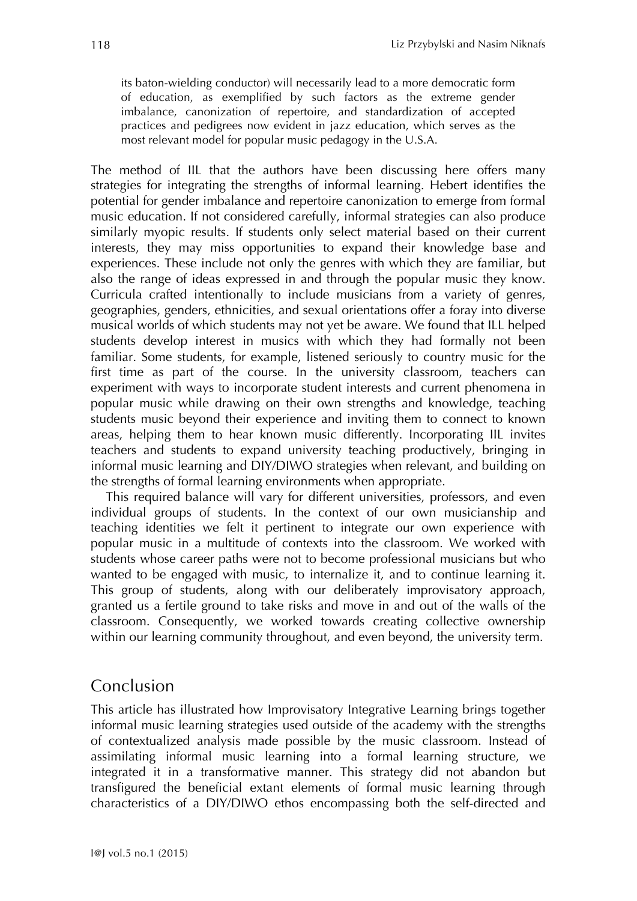> its baton-wielding conductor) will necessarily lead to a more democratic form of education, as exemplified by such factors as the extreme gender imbalance, canonization of repertoire, and standardization of accepted practices and pedigrees now evident in jazz education, which serves as the most relevant model for popular music pedagogy in the U.S.A.

The method of IIL that the authors have been discussing here offers many strategies for integrating the strengths of informal learning. Hebert identifies the potential for gender imbalance and repertoire canonization to emerge from formal music education. If not considered carefully, informal strategies can also produce similarly myopic results. If students only select material based on their current interests, they may miss opportunities to expand their knowledge base and experiences. These include not only the genres with which they are familiar, but also the range of ideas expressed in and through the popular music they know. Curricula crafted intentionally to include musicians from a variety of genres, geographies, genders, ethnicities, and sexual orientations offer a foray into diverse musical worlds of which students may not yet be aware. We found that ILL helped students develop interest in musics with which they had formally not been familiar. Some students, for example, listened seriously to country music for the first time as part of the course. In the university classroom, teachers can experiment with ways to incorporate student interests and current phenomena in popular music while drawing on their own strengths and knowledge, teaching students music beyond their experience and inviting them to connect to known areas, helping them to hear known music differently. Incorporating IIL invites teachers and students to expand university teaching productively, bringing in informal music learning and DIY/DIWO strategies when relevant, and building on the strengths of formal learning environments when appropriate.

This required balance will vary for different universities, professors, and even individual groups of students. In the context of our own musicianship and teaching identities we felt it pertinent to integrate our own experience with popular music in a multitude of contexts into the classroom. We worked with students whose career paths were not to become professional musicians but who wanted to be engaged with music, to internalize it, and to continue learning it. This group of students, along with our deliberately improvisatory approach, granted us a fertile ground to take risks and move in and out of the walls of the classroom. Consequently, we worked towards creating collective ownership within our learning community throughout, and even beyond, the university term.

## Conclusion

This article has illustrated how Improvisatory Integrative Learning brings together informal music learning strategies used outside of the academy with the strengths of contextualized analysis made possible by the music classroom. Instead of assimilating informal music learning into a formal learning structure, we integrated it in a transformative manner. This strategy did not abandon but transfigured the beneficial extant elements of formal music learning through characteristics of a DIY/DIWO ethos encompassing both the self-directed and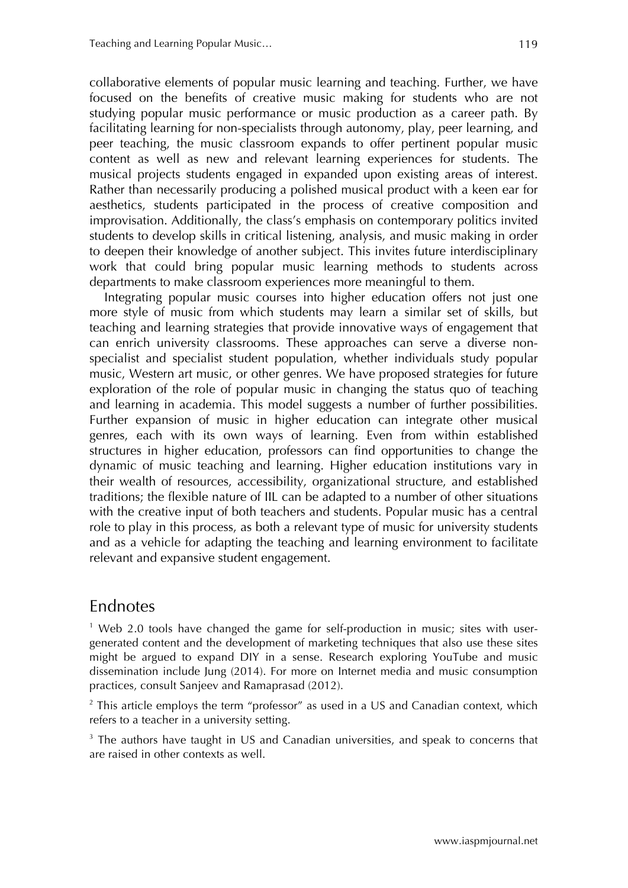collaborative elements of popular music learning and teaching. Further, we have focused on the benefits of creative music making for students who are not studying popular music performance or music production as a career path. By facilitating learning for non-specialists through autonomy, play, peer learning, and peer teaching, the music classroom expands to offer pertinent popular music content as well as new and relevant learning experiences for students. The musical projects students engaged in expanded upon existing areas of interest. Rather than necessarily producing a polished musical product with a keen ear for aesthetics, students participated in the process of creative composition and improvisation. Additionally, the class's emphasis on contemporary politics invited students to develop skills in critical listening, analysis, and music making in order to deepen their knowledge of another subject. This invites future interdisciplinary work that could bring popular music learning methods to students across departments to make classroom experiences more meaningful to them.

Integrating popular music courses into higher education offers not just one more style of music from which students may learn a similar set of skills, but teaching and learning strategies that provide innovative ways of engagement that can enrich university classrooms. These approaches can serve a diverse non-specialist and specialist student population, whether individuals study popular music, Western art music, or other genres. We have proposed strategies for future exploration of the role of popular music in changing the status quo of teaching and learning in academia. This model suggests a number of further possibilities. Further expansion of music in higher education can integrate other musical genres, each with its own ways of learning. Even from within established structures in higher education, professors can find opportunities to change the dynamic of music teaching and learning. Higher education institutions vary in their wealth of resources, accessibility, organizational structure, and established traditions; the flexible nature of IIL can be adapted to a number of other situations with the creative input of both teachers and students. Popular music has a central role to play in this process, as both a relevant type of music for university students and as a vehicle for adapting the teaching and learning environment to facilitate relevant and expansive student engagement.

## Endnotes

[1] Web 2.0 tools have changed the game for self-production in music; sites with user-generated content and the development of marketing techniques that also use these sites might be argued to expand DIY in a sense. Research exploring YouTube and music dissemination include Jung (2014). For more on Internet media and music consumption practices, consult Sanjeev and Ramaprasad (2012).

[2] This article employs the term "professor" as used in a US and Canadian context, which refers to a teacher in a university setting.

[3] The authors have taught in US and Canadian universities, and speak to concerns that are raised in other contexts as well.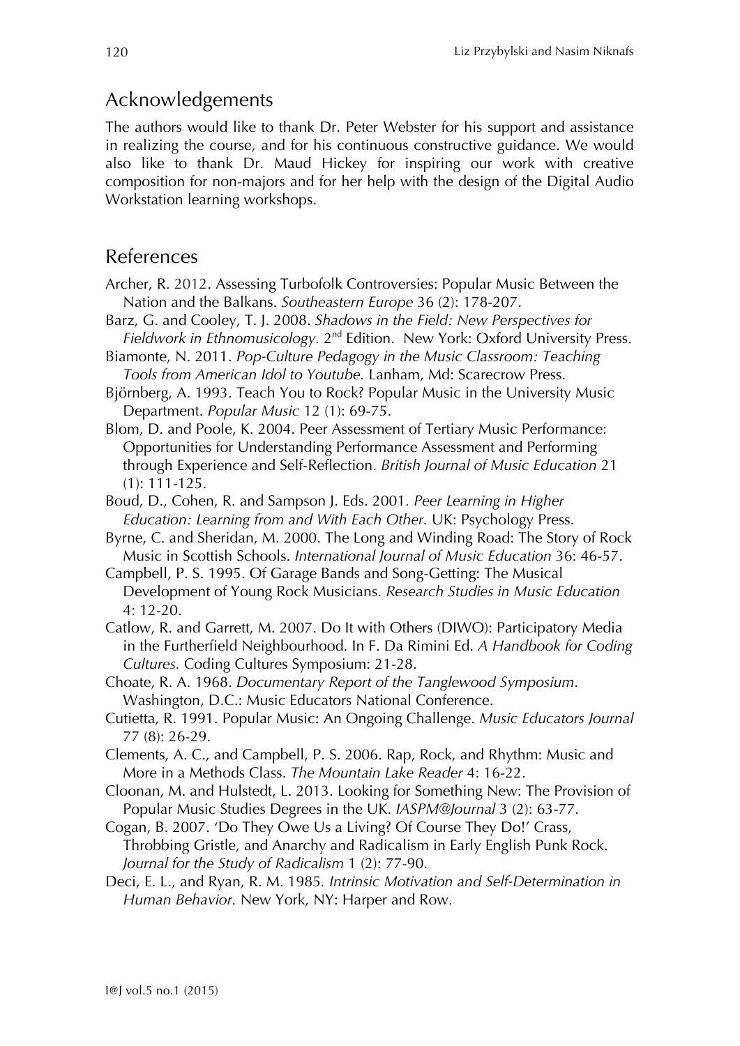## Acknowledgements

The authors would like to thank Dr. Peter Webster for his support and assistance in realizing the course, and for his continuous constructive guidance. We would also like to thank Dr. Maud Hickey for inspiring our work with creative composition for non-majors and for her help with the design of the Digital Audio Workstation learning workshops.

## References

Archer, R. 2012. Assessing Turbofolk Controversies: Popular Music Between the Nation and the Balkans. *Southeastern Europe* 36 (2): 178-207.

Barz, G. and Cooley, T. J. 2008. *Shadows in the Field: New Perspectives for Fieldwork in Ethnomusicology.* 2nd Edition. New York: Oxford University Press.

Biamonte, N. 2011. *Pop-Culture Pedagogy in the Music Classroom: Teaching Tools from American Idol to Youtube.* Lanham, Md: Scarecrow Press.

Björnberg, A. 1993. Teach You to Rock? Popular Music in the University Music Department. *Popular Music* 12 (1): 69-75.

Blom, D. and Poole, K. 2004. Peer Assessment of Tertiary Music Performance: Opportunities for Understanding Performance Assessment and Performing through Experience and Self-Reflection. *British Journal of Music Education* 21 (1): 111-125.

Boud, D., Cohen, R. and Sampson J. Eds. 2001. *Peer Learning in Higher Education: Learning from and With Each Other.* UK: Psychology Press.

Byrne, C. and Sheridan, M. 2000. The Long and Winding Road: The Story of Rock Music in Scottish Schools. *International Journal of Music Education* 36: 46-57.

Campbell, P. S. 1995. Of Garage Bands and Song-Getting: The Musical Development of Young Rock Musicians. *Research Studies in Music Education* 4: 12-20.

Catlow, R. and Garrett, M. 2007. Do It with Others (DIWO): Participatory Media in the Furtherfield Neighbourhood. In F. Da Rimini Ed. *A Handbook for Coding Cultures.* Coding Cultures Symposium: 21-28.

Choate, R. A. 1968. *Documentary Report of the Tanglewood Symposium*. Washington, D.C.: Music Educators National Conference.

Cutietta, R. 1991. Popular Music: An Ongoing Challenge. *Music Educators Journal* 77 (8): 26-29.

Clements, A. C., and Campbell, P. S. 2006. Rap, Rock, and Rhythm: Music and More in a Methods Class. *The Mountain Lake Reader* 4: 16-22.

Cloonan, M. and Hulstedt, L. 2013. Looking for Something New: The Provision of Popular Music Studies Degrees in the UK. *IASPM@Journal* 3 (2): 63-77.

Cogan, B. 2007. 'Do They Owe Us a Living? Of Course They Do!' Crass, Throbbing Gristle, and Anarchy and Radicalism in Early English Punk Rock. *Journal for the Study of Radicalism* 1 (2): 77-90.

Deci, E. L., and Ryan, R. M. 1985. *Intrinsic Motivation and Self-Determination in Human Behavior.* New York, NY: Harper and Row.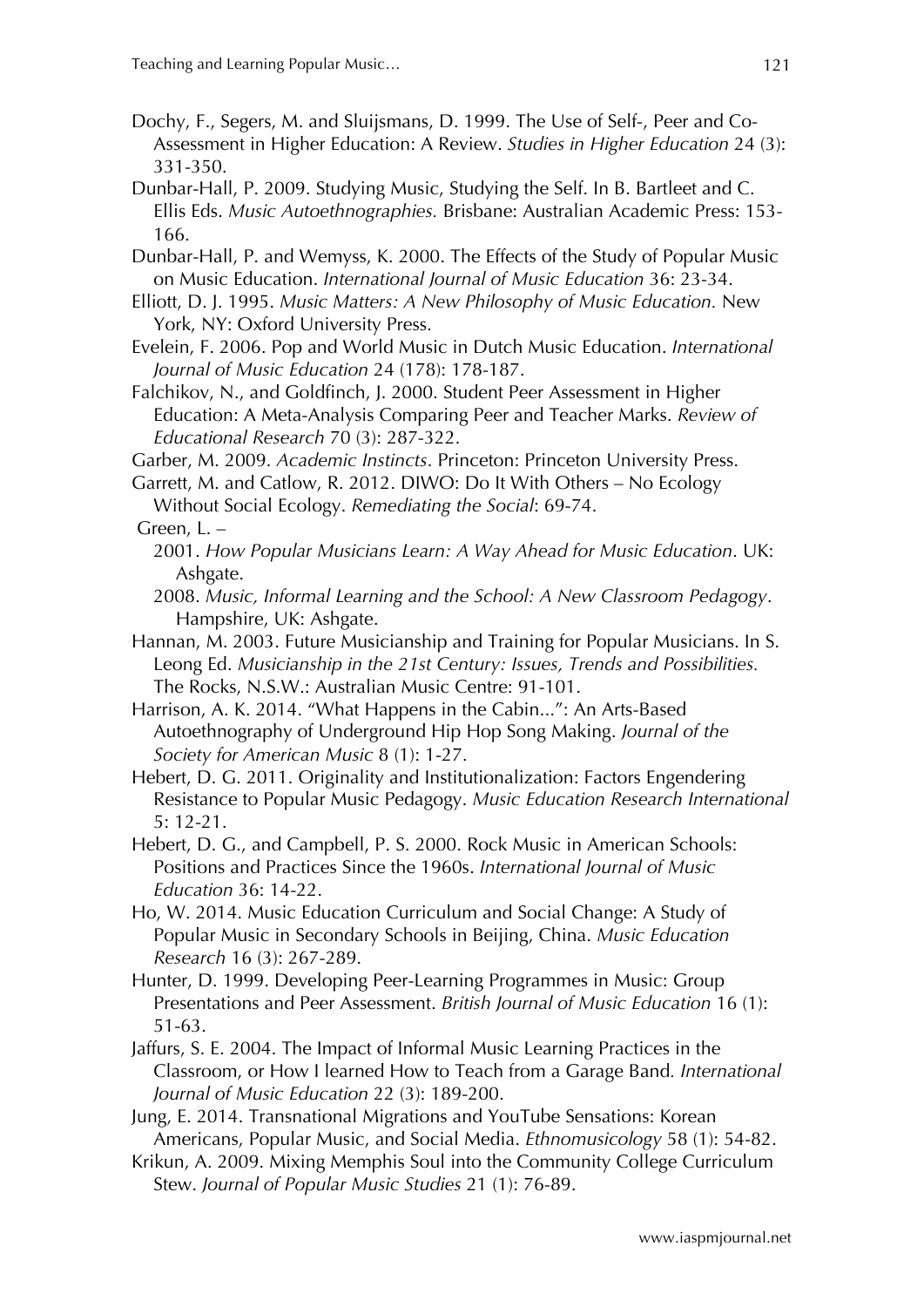Dochy, F., Segers, M. and Sluijsmans, D. 1999. The Use of Self-, Peer and Co-Assessment in Higher Education: A Review. *Studies in Higher Education* 24 (3): 331-350.

Dunbar-Hall, P. 2009. Studying Music, Studying the Self. In B. Bartleet and C. Ellis Eds. *Music Autoethnographies.* Brisbane: Australian Academic Press: 153-166.

Dunbar-Hall, P. and Wemyss, K. 2000. The Effects of the Study of Popular Music on Music Education. *International Journal of Music Education* 36: 23-34.

Elliott, D. J. 1995. *Music Matters: A New Philosophy of Music Education.* New York, NY: Oxford University Press.

Evelein, F. 2006. Pop and World Music in Dutch Music Education. *International Journal of Music Education* 24 (178): 178-187.

Falchikov, N., and Goldfinch, J. 2000. Student Peer Assessment in Higher Education: A Meta-Analysis Comparing Peer and Teacher Marks. *Review of Educational Research* 70 (3): 287-322.

Garber, M. 2009. *Academic Instincts*. Princeton: Princeton University Press.

Garrett, M. and Catlow, R. 2012. DIWO: Do It With Others – No Ecology Without Social Ecology. *Remediating the Social*: 69-74.

Green, L. –

2001. *How Popular Musicians Learn: A Way Ahead for Music Education*. UK: Ashgate.

2008. *Music, Informal Learning and the School: A New Classroom Pedagogy*. Hampshire, UK: Ashgate.

Hannan, M. 2003. Future Musicianship and Training for Popular Musicians. In S. Leong Ed. *Musicianship in the 21st Century: Issues, Trends and Possibilities.* The Rocks, N.S.W.: Australian Music Centre: 91-101.

Harrison, A. K. 2014. "What Happens in the Cabin...": An Arts-Based Autoethnography of Underground Hip Hop Song Making. *Journal of the Society for American Music* 8 (1): 1-27.

Hebert, D. G. 2011. Originality and Institutionalization: Factors Engendering Resistance to Popular Music Pedagogy. *Music Education Research International* 5: 12-21.

Hebert, D. G., and Campbell, P. S. 2000. Rock Music in American Schools: Positions and Practices Since the 1960s. *International Journal of Music Education* 36: 14-22.

Ho, W. 2014. Music Education Curriculum and Social Change: A Study of Popular Music in Secondary Schools in Beijing, China. *Music Education Research* 16 (3): 267-289.

Hunter, D. 1999. Developing Peer-Learning Programmes in Music: Group Presentations and Peer Assessment. *British Journal of Music Education* 16 (1): 51-63.

Jaffurs, S. E. 2004. The Impact of Informal Music Learning Practices in the Classroom, or How I learned How to Teach from a Garage Band. *International Journal of Music Education* 22 (3): 189-200.

Jung, E. 2014. Transnational Migrations and YouTube Sensations: Korean Americans, Popular Music, and Social Media. *Ethnomusicology* 58 (1): 54-82.

Krikun, A. 2009. Mixing Memphis Soul into the Community College Curriculum Stew. *Journal of Popular Music Studies* 21 (1): 76-89.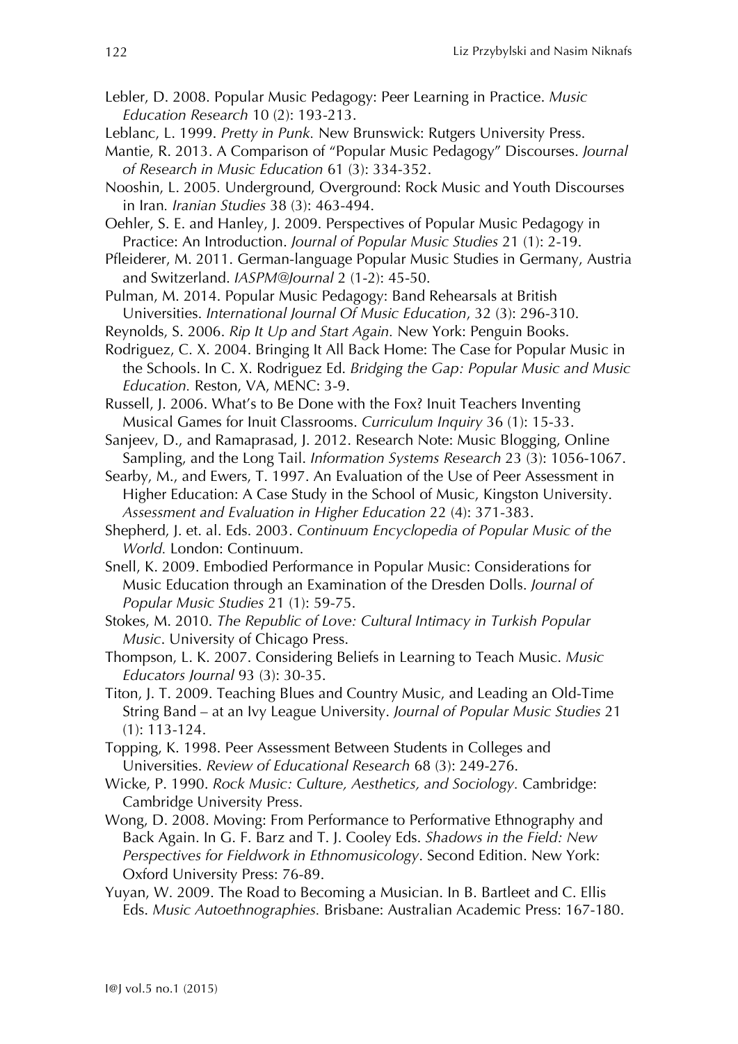Lebler, D. 2008. Popular Music Pedagogy: Peer Learning in Practice. *Music Education Research* 10 (2): 193-213.

Leblanc, L. 1999. *Pretty in Punk.* New Brunswick: Rutgers University Press.

Mantie, R. 2013. A Comparison of "Popular Music Pedagogy" Discourses. *Journal of Research in Music Education* 61 (3): 334-352.

Nooshin, L. 2005. Underground, Overground: Rock Music and Youth Discourses in Iran. *Iranian Studies* 38 (3): 463-494.

Oehler, S. E. and Hanley, J. 2009. Perspectives of Popular Music Pedagogy in Practice: An Introduction. *Journal of Popular Music Studies* 21 (1): 2-19.

Pfleiderer, M. 2011. German-language Popular Music Studies in Germany, Austria and Switzerland. *IASPM@Journal* 2 (1-2): 45-50.

Pulman, M. 2014. Popular Music Pedagogy: Band Rehearsals at British Universities. *International Journal Of Music Education*, 32 (3): 296-310.

Reynolds, S. 2006. *Rip It Up and Start Again.* New York: Penguin Books.

Rodriguez, C. X. 2004. Bringing It All Back Home: The Case for Popular Music in the Schools. In C. X. Rodriguez Ed. *Bridging the Gap: Popular Music and Music Education.* Reston, VA, MENC: 3-9.

Russell, J. 2006. What's to Be Done with the Fox? Inuit Teachers Inventing Musical Games for Inuit Classrooms. *Curriculum Inquiry* 36 (1): 15-33.

Sanjeev, D., and Ramaprasad, J. 2012. Research Note: Music Blogging, Online Sampling, and the Long Tail. *Information Systems Research* 23 (3): 1056-1067.

Searby, M., and Ewers, T. 1997. An Evaluation of the Use of Peer Assessment in Higher Education: A Case Study in the School of Music, Kingston University. *Assessment and Evaluation in Higher Education* 22 (4): 371-383.

Shepherd, J. et. al. Eds. 2003. *Continuum Encyclopedia of Popular Music of the World.* London: Continuum.

Snell, K. 2009. Embodied Performance in Popular Music: Considerations for Music Education through an Examination of the Dresden Dolls. *Journal of Popular Music Studies* 21 (1): 59-75.

Stokes, M. 2010. *The Republic of Love: Cultural Intimacy in Turkish Popular Music*. University of Chicago Press.

Thompson, L. K. 2007. Considering Beliefs in Learning to Teach Music. *Music Educators Journal* 93 (3): 30-35.

Titon, J. T. 2009. Teaching Blues and Country Music, and Leading an Old-Time String Band – at an Ivy League University. *Journal of Popular Music Studies* 21 (1): 113-124.

Topping, K. 1998. Peer Assessment Between Students in Colleges and Universities. *Review of Educational Research* 68 (3): 249-276.

Wicke, P. 1990. *Rock Music: Culture, Aesthetics, and Sociology.* Cambridge: Cambridge University Press.

Wong, D. 2008. Moving: From Performance to Performative Ethnography and Back Again. In G. F. Barz and T. J. Cooley Eds. *Shadows in the Field: New Perspectives for Fieldwork in Ethnomusicology*. Second Edition. New York: Oxford University Press: 76-89.

Yuyan, W. 2009. The Road to Becoming a Musician. In B. Bartleet and C. Ellis Eds. *Music Autoethnographies.* Brisbane: Australian Academic Press: 167-180.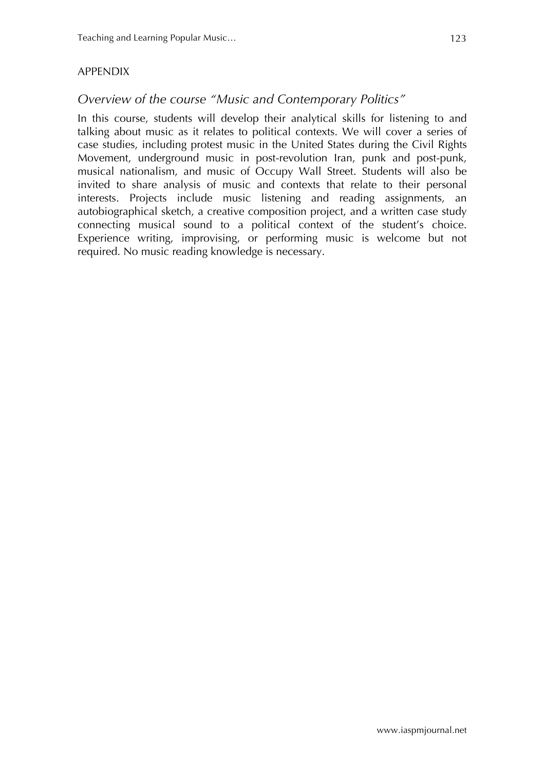## APPENDIX

### *Overview of the course "Music and Contemporary Politics"*

In this course, students will develop their analytical skills for listening to and talking about music as it relates to political contexts. We will cover a series of case studies, including protest music in the United States during the Civil Rights Movement, underground music in post-revolution Iran, punk and post-punk, musical nationalism, and music of Occupy Wall Street. Students will also be invited to share analysis of music and contexts that relate to their personal interests. Projects include music listening and reading assignments, an autobiographical sketch, a creative composition project, and a written case study connecting musical sound to a political context of the student's choice. Experience writing, improvising, or performing music is welcome but not required. No music reading knowledge is necessary.